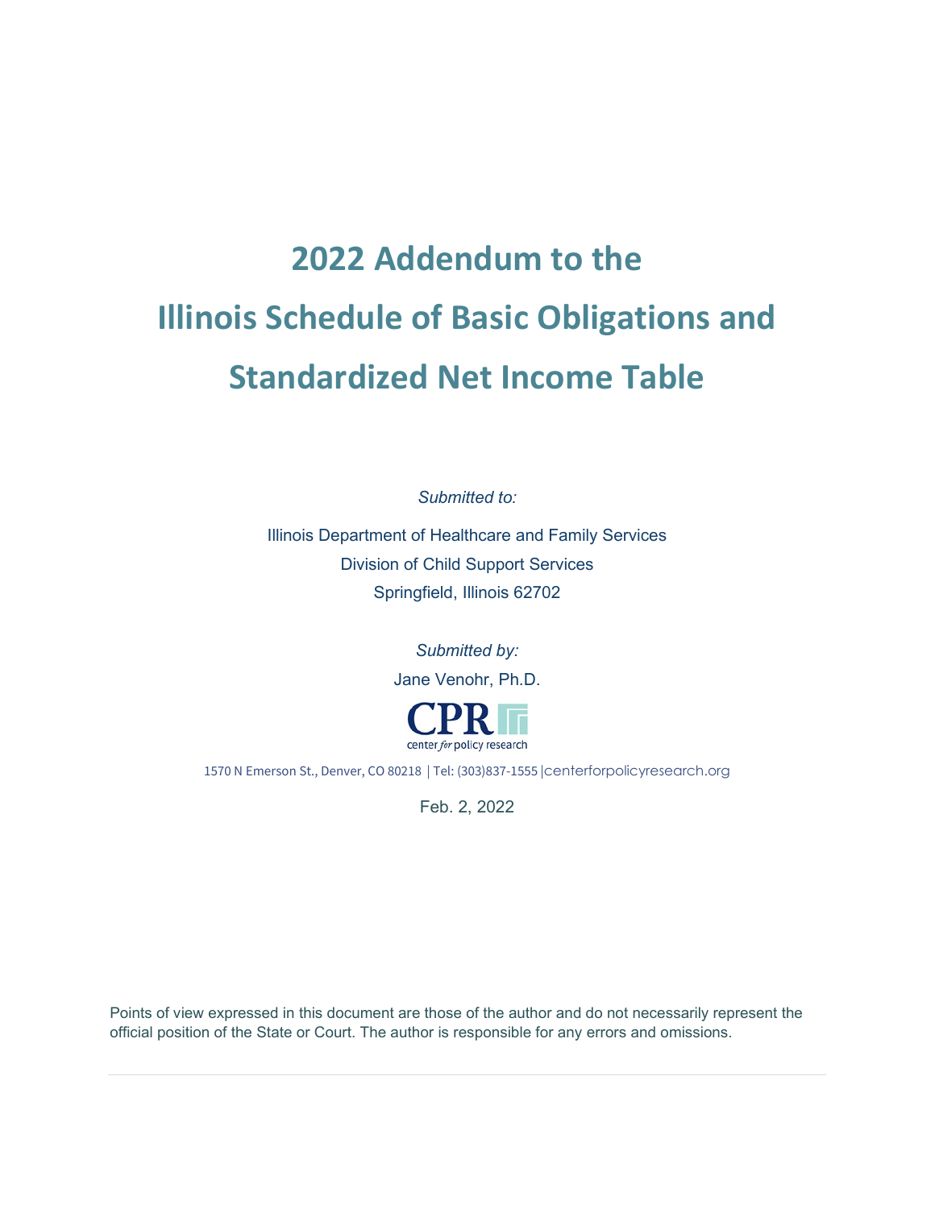# 2022 Addendum to the Illinois Schedule of Basic Obligations and Standardized Net Income Table

*Submitted to:*

Illinois Department of Healthcare and Family Services
Division of Child Support Services
Springfield, Illinois 62702

*Submitted by:*

Jane Venohr, Ph.D.

CPR
center *for* policy research

1570 N Emerson St., Denver, CO 80218 | Tel: (303)837-1555 |centerforpolicyresearch.org

Feb. 2, 2022

Points of view expressed in this document are those of the author and do not necessarily represent the official position of the State or Court. The author is responsible for any errors and omissions.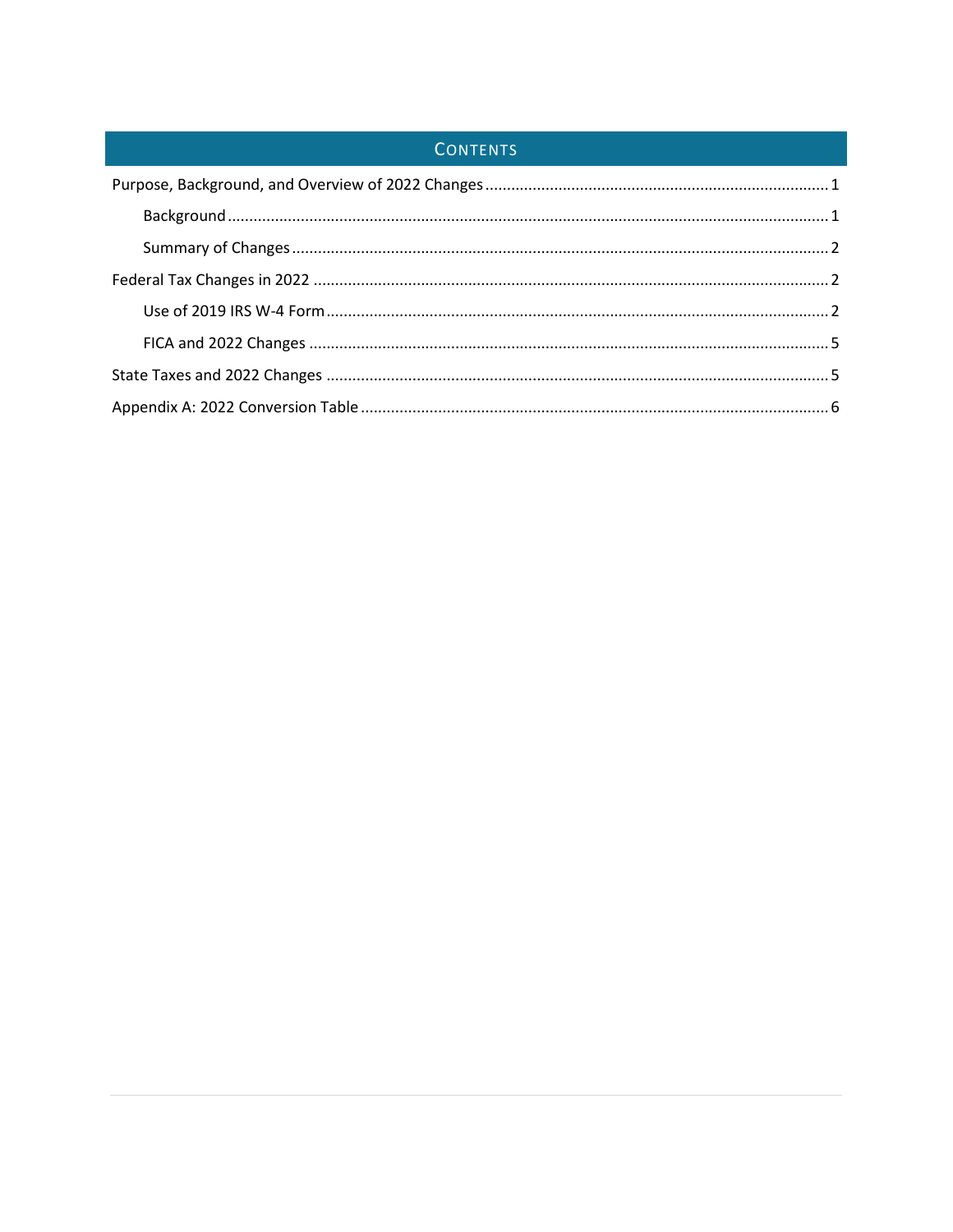## Contents

- Purpose, Background, and Overview of 2022 Changes ... 1
  - Background ... 1
  - Summary of Changes ... 2
- Federal Tax Changes in 2022 ... 2
  - Use of 2019 IRS W-4 Form ... 2
  - FICA and 2022 Changes ... 5
- State Taxes and 2022 Changes ... 5
- Appendix A: 2022 Conversion Table ... 6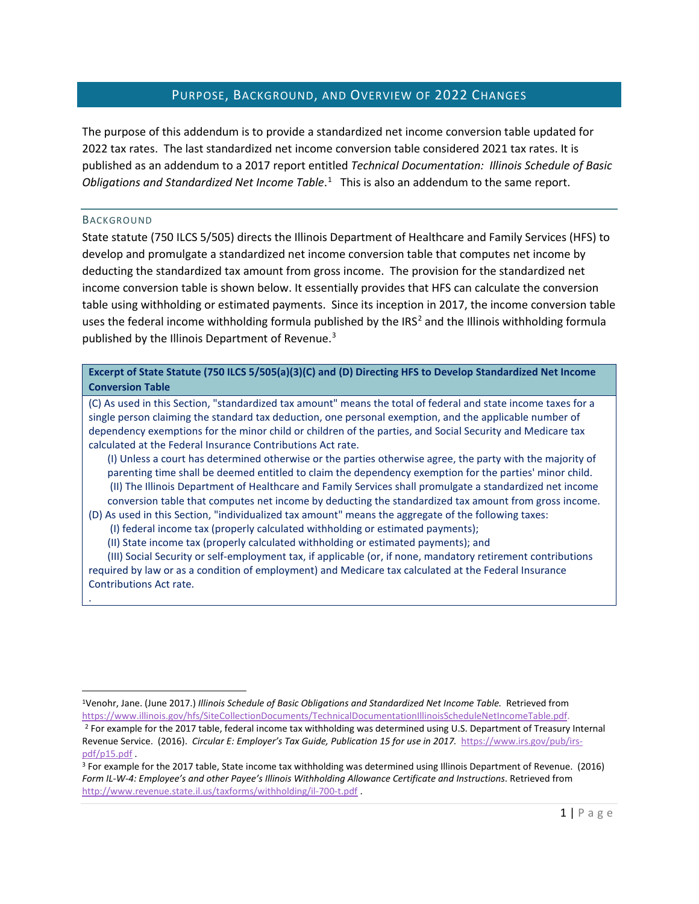## Purpose, Background, and Overview of 2022 Changes

The purpose of this addendum is to provide a standardized net income conversion table updated for 2022 tax rates. The last standardized net income conversion table considered 2021 tax rates. It is published as an addendum to a 2017 report entitled *Technical Documentation: Illinois Schedule of Basic Obligations and Standardized Net Income Table*.[1] This is also an addendum to the same report.

### Background

State statute (750 ILCS 5/505) directs the Illinois Department of Healthcare and Family Services (HFS) to develop and promulgate a standardized net income conversion table that computes net income by deducting the standardized tax amount from gross income. The provision for the standardized net income conversion table is shown below. It essentially provides that HFS can calculate the conversion table using withholding or estimated payments. Since its inception in 2017, the income conversion table uses the federal income withholding formula published by the IRS[2] and the Illinois withholding formula published by the Illinois Department of Revenue.[3]

**Excerpt of State Statute (750 ILCS 5/505(a)(3)(C) and (D) Directing HFS to Develop Standardized Net Income Conversion Table**

(C) As used in this Section, "standardized tax amount" means the total of federal and state income taxes for a single person claiming the standard tax deduction, one personal exemption, and the applicable number of dependency exemptions for the minor child or children of the parties, and Social Security and Medicare tax calculated at the Federal Insurance Contributions Act rate.

(I) Unless a court has determined otherwise or the parties otherwise agree, the party with the majority of parenting time shall be deemed entitled to claim the dependency exemption for the parties' minor child.

(II) The Illinois Department of Healthcare and Family Services shall promulgate a standardized net income conversion table that computes net income by deducting the standardized tax amount from gross income.

(D) As used in this Section, "individualized tax amount" means the aggregate of the following taxes:

(I) federal income tax (properly calculated withholding or estimated payments);

(II) State income tax (properly calculated withholding or estimated payments); and

(III) Social Security or self-employment tax, if applicable (or, if none, mandatory retirement contributions required by law or as a condition of employment) and Medicare tax calculated at the Federal Insurance Contributions Act rate.

.

---

[1] Venohr, Jane. (June 2017.) *Illinois Schedule of Basic Obligations and Standardized Net Income Table.* Retrieved from https://www.illinois.gov/hfs/SiteCollectionDocuments/TechnicalDocumentationIllinoisScheduleNetIncomeTable.pdf.

[2] For example for the 2017 table, federal income tax withholding was determined using U.S. Department of Treasury Internal Revenue Service. (2016). *Circular E: Employer's Tax Guide, Publication 15 for use in 2017.* https://www.irs.gov/pub/irs-pdf/p15.pdf .

[3] For example for the 2017 table, State income tax withholding was determined using Illinois Department of Revenue. (2016) *Form IL-W-4: Employee's and other Payee's Illinois Withholding Allowance Certificate and Instructions*. Retrieved from http://www.revenue.state.il.us/taxforms/withholding/il-700-t.pdf .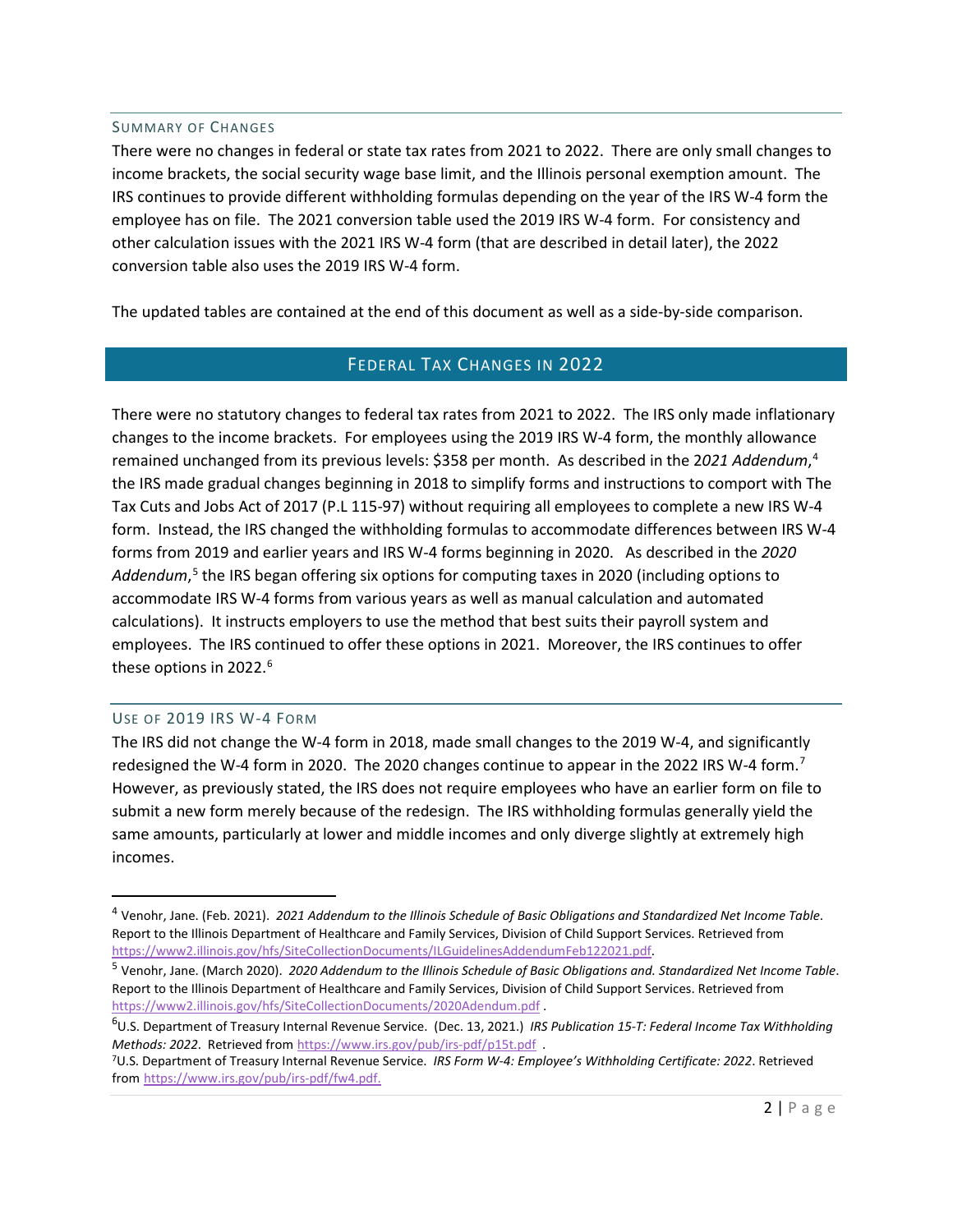### Summary of Changes

There were no changes in federal or state tax rates from 2021 to 2022. There are only small changes to income brackets, the social security wage base limit, and the Illinois personal exemption amount. The IRS continues to provide different withholding formulas depending on the year of the IRS W-4 form the employee has on file. The 2021 conversion table used the 2019 IRS W-4 form. For consistency and other calculation issues with the 2021 IRS W-4 form (that are described in detail later), the 2022 conversion table also uses the 2019 IRS W-4 form.

The updated tables are contained at the end of this document as well as a side-by-side comparison.

## Federal Tax Changes in 2022

There were no statutory changes to federal tax rates from 2021 to 2022. The IRS only made inflationary changes to the income brackets. For employees using the 2019 IRS W-4 form, the monthly allowance remained unchanged from its previous levels: $358 per month. As described in the 2*021 Addendum*,[4] the IRS made gradual changes beginning in 2018 to simplify forms and instructions to comport with The Tax Cuts and Jobs Act of 2017 (P.L 115-97) without requiring all employees to complete a new IRS W-4 form. Instead, the IRS changed the withholding formulas to accommodate differences between IRS W-4 forms from 2019 and earlier years and IRS W-4 forms beginning in 2020. As described in the *2020 Addendum*,[5] the IRS began offering six options for computing taxes in 2020 (including options to accommodate IRS W-4 forms from various years as well as manual calculation and automated calculations). It instructs employers to use the method that best suits their payroll system and employees. The IRS continued to offer these options in 2021. Moreover, the IRS continues to offer these options in 2022.[6]

### Use of 2019 IRS W-4 Form

The IRS did not change the W-4 form in 2018, made small changes to the 2019 W-4, and significantly redesigned the W-4 form in 2020. The 2020 changes continue to appear in the 2022 IRS W-4 form.[7] However, as previously stated, the IRS does not require employees who have an earlier form on file to submit a new form merely because of the redesign. The IRS withholding formulas generally yield the same amounts, particularly at lower and middle incomes and only diverge slightly at extremely high incomes.

---

[4] Venohr, Jane. (Feb. 2021). *2021 Addendum to the Illinois Schedule of Basic Obligations and Standardized Net Income Table*. Report to the Illinois Department of Healthcare and Family Services, Division of Child Support Services. Retrieved from https://www2.illinois.gov/hfs/SiteCollectionDocuments/ILGuidelinesAddendumFeb122021.pdf.

[5] Venohr, Jane. (March 2020). *2020 Addendum to the Illinois Schedule of Basic Obligations and. Standardized Net Income Table*. Report to the Illinois Department of Healthcare and Family Services, Division of Child Support Services. Retrieved from https://www2.illinois.gov/hfs/SiteCollectionDocuments/2020Adendum.pdf .

[6] U.S. Department of Treasury Internal Revenue Service. (Dec. 13, 2021.) *IRS Publication 15-T: Federal Income Tax Withholding Methods: 2022*. Retrieved from https://www.irs.gov/pub/irs-pdf/p15t.pdf .

[7] U.S. Department of Treasury Internal Revenue Service. *IRS Form W-4: Employee's Withholding Certificate: 2022*. Retrieved from https://www.irs.gov/pub/irs-pdf/fw4.pdf.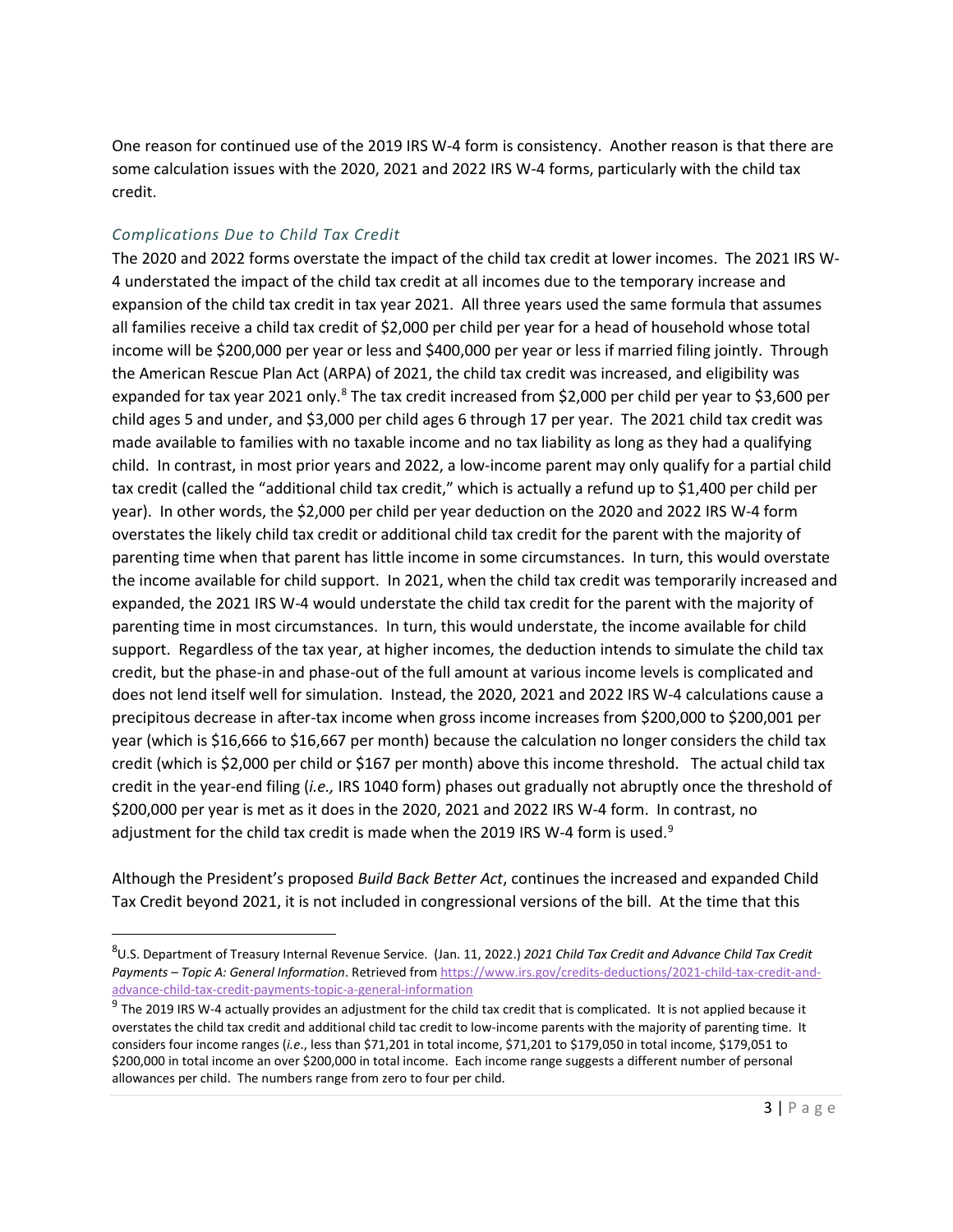One reason for continued use of the 2019 IRS W-4 form is consistency. Another reason is that there are some calculation issues with the 2020, 2021 and 2022 IRS W-4 forms, particularly with the child tax credit.

### *Complications Due to Child Tax Credit*

The 2020 and 2022 forms overstate the impact of the child tax credit at lower incomes. The 2021 IRS W-4 understated the impact of the child tax credit at all incomes due to the temporary increase and expansion of the child tax credit in tax year 2021. All three years used the same formula that assumes all families receive a child tax credit of $2,000 per child per year for a head of household whose total income will be $200,000 per year or less and $400,000 per year or less if married filing jointly. Through the American Rescue Plan Act (ARPA) of 2021, the child tax credit was increased, and eligibility was expanded for tax year 2021 only.[8] The tax credit increased from $2,000 per child per year to $3,600 per child ages 5 and under, and $3,000 per child ages 6 through 17 per year. The 2021 child tax credit was made available to families with no taxable income and no tax liability as long as they had a qualifying child. In contrast, in most prior years and 2022, a low-income parent may only qualify for a partial child tax credit (called the "additional child tax credit," which is actually a refund up to $1,400 per child per year). In other words, the $2,000 per child per year deduction on the 2020 and 2022 IRS W-4 form overstates the likely child tax credit or additional child tax credit for the parent with the majority of parenting time when that parent has little income in some circumstances. In turn, this would overstate the income available for child support. In 2021, when the child tax credit was temporarily increased and expanded, the 2021 IRS W-4 would understate the child tax credit for the parent with the majority of parenting time in most circumstances. In turn, this would understate, the income available for child support. Regardless of the tax year, at higher incomes, the deduction intends to simulate the child tax credit, but the phase-in and phase-out of the full amount at various income levels is complicated and does not lend itself well for simulation. Instead, the 2020, 2021 and 2022 IRS W-4 calculations cause a precipitous decrease in after-tax income when gross income increases from $200,000 to $200,001 per year (which is $16,666 to $16,667 per month) because the calculation no longer considers the child tax credit (which is $2,000 per child or $167 per month) above this income threshold. The actual child tax credit in the year-end filing (*i.e.,* IRS 1040 form) phases out gradually not abruptly once the threshold of $200,000 per year is met as it does in the 2020, 2021 and 2022 IRS W-4 form. In contrast, no adjustment for the child tax credit is made when the 2019 IRS W-4 form is used.[9]

Although the President's proposed *Build Back Better Act*, continues the increased and expanded Child Tax Credit beyond 2021, it is not included in congressional versions of the bill. At the time that this

---

[8] U.S. Department of Treasury Internal Revenue Service. (Jan. 11, 2022.) *2021 Child Tax Credit and Advance Child Tax Credit Payments – Topic A: General Information*. Retrieved from https://www.irs.gov/credits-deductions/2021-child-tax-credit-and-advance-child-tax-credit-payments-topic-a-general-information

[9] The 2019 IRS W-4 actually provides an adjustment for the child tax credit that is complicated. It is not applied because it overstates the child tax credit and additional child tac credit to low-income parents with the majority of parenting time. It considers four income ranges (*i.e*., less than $71,201 in total income, $71,201 to $179,050 in total income, $179,051 to $200,000 in total income an over $200,000 in total income. Each income range suggests a different number of personal allowances per child. The numbers range from zero to four per child.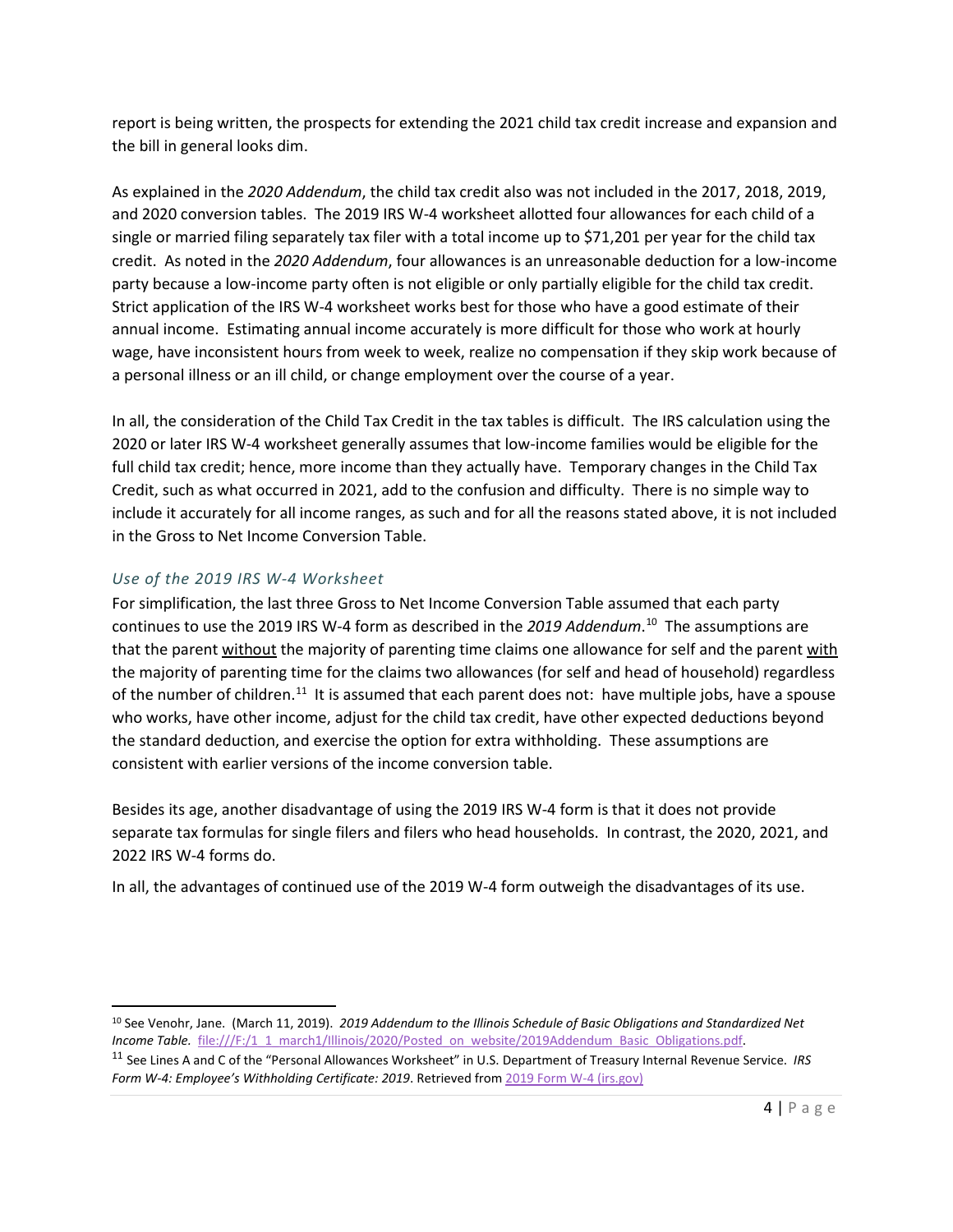report is being written, the prospects for extending the 2021 child tax credit increase and expansion and the bill in general looks dim.

As explained in the *2020 Addendum*, the child tax credit also was not included in the 2017, 2018, 2019, and 2020 conversion tables. The 2019 IRS W-4 worksheet allotted four allowances for each child of a single or married filing separately tax filer with a total income up to $71,201 per year for the child tax credit. As noted in the *2020 Addendum*, four allowances is an unreasonable deduction for a low-income party because a low-income party often is not eligible or only partially eligible for the child tax credit. Strict application of the IRS W-4 worksheet works best for those who have a good estimate of their annual income. Estimating annual income accurately is more difficult for those who work at hourly wage, have inconsistent hours from week to week, realize no compensation if they skip work because of a personal illness or an ill child, or change employment over the course of a year.

In all, the consideration of the Child Tax Credit in the tax tables is difficult. The IRS calculation using the 2020 or later IRS W-4 worksheet generally assumes that low-income families would be eligible for the full child tax credit; hence, more income than they actually have. Temporary changes in the Child Tax Credit, such as what occurred in 2021, add to the confusion and difficulty. There is no simple way to include it accurately for all income ranges, as such and for all the reasons stated above, it is not included in the Gross to Net Income Conversion Table.

### *Use of the 2019 IRS W-4 Worksheet*

For simplification, the last three Gross to Net Income Conversion Table assumed that each party continues to use the 2019 IRS W-4 form as described in the *2019 Addendum*.[10] The assumptions are that the parent <u>without</u> the majority of parenting time claims one allowance for self and the parent <u>with</u> the majority of parenting time for the claims two allowances (for self and head of household) regardless of the number of children.[11] It is assumed that each parent does not: have multiple jobs, have a spouse who works, have other income, adjust for the child tax credit, have other expected deductions beyond the standard deduction, and exercise the option for extra withholding. These assumptions are consistent with earlier versions of the income conversion table.

Besides its age, another disadvantage of using the 2019 IRS W-4 form is that it does not provide separate tax formulas for single filers and filers who head households. In contrast, the 2020, 2021, and 2022 IRS W-4 forms do.

In all, the advantages of continued use of the 2019 W-4 form outweigh the disadvantages of its use.

---

[10] See Venohr, Jane. (March 11, 2019). *2019 Addendum to the Illinois Schedule of Basic Obligations and Standardized Net Income Table.* file:///F:/1_1_march1/Illinois/2020/Posted_on_website/2019Addendum_Basic_Obligations.pdf.

[11] See Lines A and C of the "Personal Allowances Worksheet" in U.S. Department of Treasury Internal Revenue Service. *IRS Form W-4: Employee's Withholding Certificate: 2019*. Retrieved from 2019 Form W-4 (irs.gov)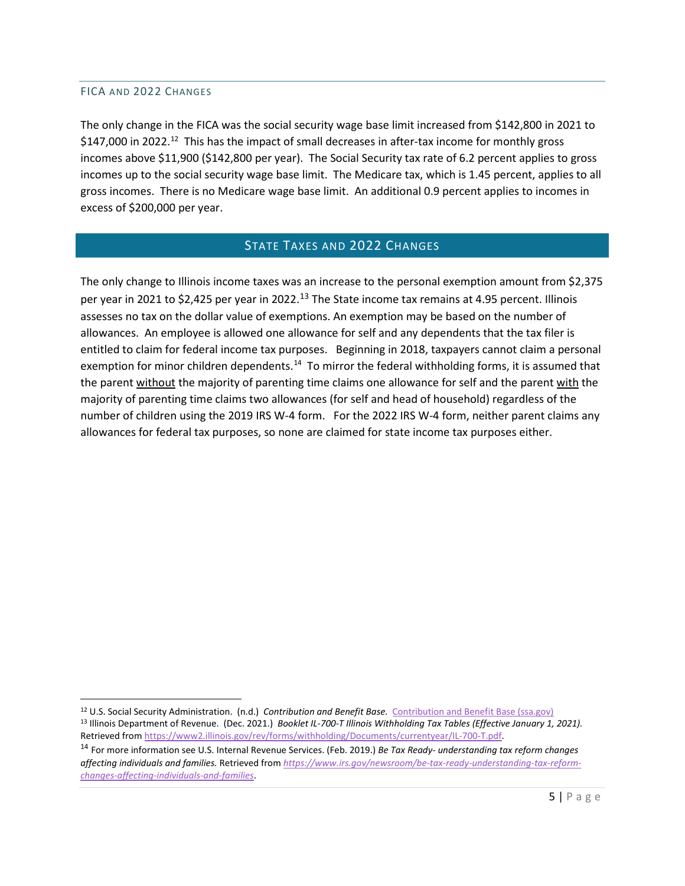### FICA and 2022 Changes

The only change in the FICA was the social security wage base limit increased from $142,800 in 2021 to $147,000 in 2022.[12] This has the impact of small decreases in after-tax income for monthly gross incomes above $11,900 ($142,800 per year). The Social Security tax rate of 6.2 percent applies to gross incomes up to the social security wage base limit. The Medicare tax, which is 1.45 percent, applies to all gross incomes. There is no Medicare wage base limit. An additional 0.9 percent applies to incomes in excess of $200,000 per year.

## State Taxes and 2022 Changes

The only change to Illinois income taxes was an increase to the personal exemption amount from $2,375 per year in 2021 to $2,425 per year in 2022.[13] The State income tax remains at 4.95 percent. Illinois assesses no tax on the dollar value of exemptions. An exemption may be based on the number of allowances. An employee is allowed one allowance for self and any dependents that the tax filer is entitled to claim for federal income tax purposes. Beginning in 2018, taxpayers cannot claim a personal exemption for minor children dependents.[14] To mirror the federal withholding forms, it is assumed that the parent <u>without</u> the majority of parenting time claims one allowance for self and the parent <u>with</u> the majority of parenting time claims two allowances (for self and head of household) regardless of the number of children using the 2019 IRS W-4 form. For the 2022 IRS W-4 form, neither parent claims any allowances for federal tax purposes, so none are claimed for state income tax purposes either.

---

[12] U.S. Social Security Administration. (n.d.) *Contribution and Benefit Base.* Contribution and Benefit Base (ssa.gov)

[13] Illinois Department of Revenue. (Dec. 2021.) *Booklet IL-700-T Illinois Withholding Tax Tables (Effective January 1, 2021).* Retrieved from https://www2.illinois.gov/rev/forms/withholding/Documents/currentyear/IL-700-T.pdf.

[14] For more information see U.S. Internal Revenue Services. (Feb. 2019.) *Be Tax Ready- understanding tax reform changes affecting individuals and families.* Retrieved from *https://www.irs.gov/newsroom/be-tax-ready-understanding-tax-reform-changes-affecting-individuals-and-families*.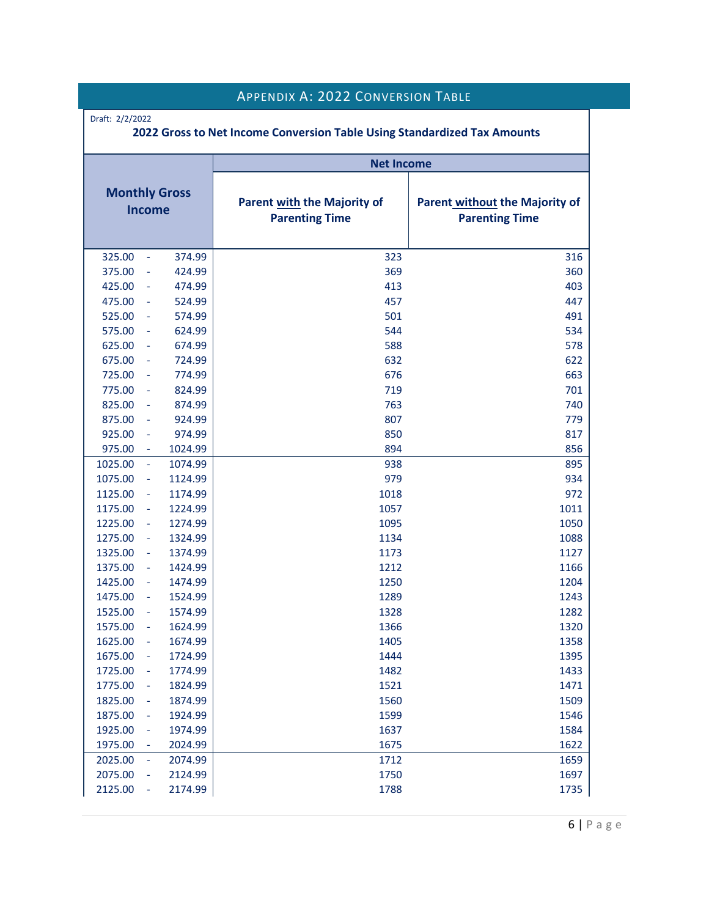## Appendix A: 2022 Conversion Table

Draft: 2/2/2022

**2022 Gross to Net Income Conversion Table Using Standardized Tax Amounts**

| Monthly Gross Income | Net Income | |
|---|---|---|
| | Parent with the Majority of Parenting Time | Parent without the Majority of Parenting Time |
| 325.00 - 374.99 | 323 | 316 |
| 375.00 - 424.99 | 369 | 360 |
| 425.00 - 474.99 | 413 | 403 |
| 475.00 - 524.99 | 457 | 447 |
| 525.00 - 574.99 | 501 | 491 |
| 575.00 - 624.99 | 544 | 534 |
| 625.00 - 674.99 | 588 | 578 |
| 675.00 - 724.99 | 632 | 622 |
| 725.00 - 774.99 | 676 | 663 |
| 775.00 - 824.99 | 719 | 701 |
| 825.00 - 874.99 | 763 | 740 |
| 875.00 - 924.99 | 807 | 779 |
| 925.00 - 974.99 | 850 | 817 |
| 975.00 - 1024.99 | 894 | 856 |
| 1025.00 - 1074.99 | 938 | 895 |
| 1075.00 - 1124.99 | 979 | 934 |
| 1125.00 - 1174.99 | 1018 | 972 |
| 1175.00 - 1224.99 | 1057 | 1011 |
| 1225.00 - 1274.99 | 1095 | 1050 |
| 1275.00 - 1324.99 | 1134 | 1088 |
| 1325.00 - 1374.99 | 1173 | 1127 |
| 1375.00 - 1424.99 | 1212 | 1166 |
| 1425.00 - 1474.99 | 1250 | 1204 |
| 1475.00 - 1524.99 | 1289 | 1243 |
| 1525.00 - 1574.99 | 1328 | 1282 |
| 1575.00 - 1624.99 | 1366 | 1320 |
| 1625.00 - 1674.99 | 1405 | 1358 |
| 1675.00 - 1724.99 | 1444 | 1395 |
| 1725.00 - 1774.99 | 1482 | 1433 |
| 1775.00 - 1824.99 | 1521 | 1471 |
| 1825.00 - 1874.99 | 1560 | 1509 |
| 1875.00 - 1924.99 | 1599 | 1546 |
| 1925.00 - 1974.99 | 1637 | 1584 |
| 1975.00 - 2024.99 | 1675 | 1622 |
| 2025.00 - 2074.99 | 1712 | 1659 |
| 2075.00 - 2124.99 | 1750 | 1697 |
| 2125.00 - 2174.99 | 1788 | 1735 |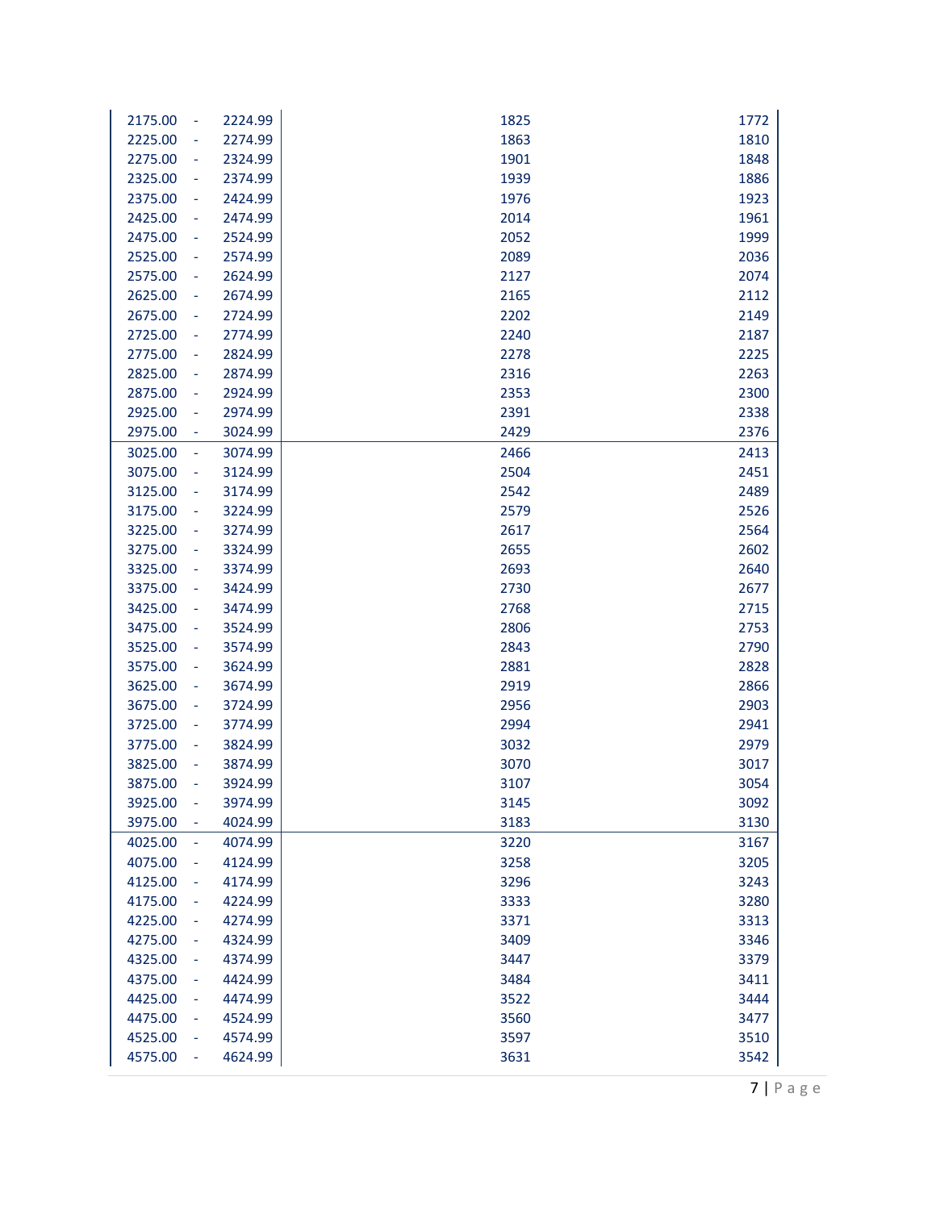| | | | | |
|---|---|---|---|---|
| 2175.00 | - | 2224.99 | 1825 | 1772 |
| 2225.00 | - | 2274.99 | 1863 | 1810 |
| 2275.00 | - | 2324.99 | 1901 | 1848 |
| 2325.00 | - | 2374.99 | 1939 | 1886 |
| 2375.00 | - | 2424.99 | 1976 | 1923 |
| 2425.00 | - | 2474.99 | 2014 | 1961 |
| 2475.00 | - | 2524.99 | 2052 | 1999 |
| 2525.00 | - | 2574.99 | 2089 | 2036 |
| 2575.00 | - | 2624.99 | 2127 | 2074 |
| 2625.00 | - | 2674.99 | 2165 | 2112 |
| 2675.00 | - | 2724.99 | 2202 | 2149 |
| 2725.00 | - | 2774.99 | 2240 | 2187 |
| 2775.00 | - | 2824.99 | 2278 | 2225 |
| 2825.00 | - | 2874.99 | 2316 | 2263 |
| 2875.00 | - | 2924.99 | 2353 | 2300 |
| 2925.00 | - | 2974.99 | 2391 | 2338 |
| 2975.00 | - | 3024.99 | 2429 | 2376 |
| 3025.00 | - | 3074.99 | 2466 | 2413 |
| 3075.00 | - | 3124.99 | 2504 | 2451 |
| 3125.00 | - | 3174.99 | 2542 | 2489 |
| 3175.00 | - | 3224.99 | 2579 | 2526 |
| 3225.00 | - | 3274.99 | 2617 | 2564 |
| 3275.00 | - | 3324.99 | 2655 | 2602 |
| 3325.00 | - | 3374.99 | 2693 | 2640 |
| 3375.00 | - | 3424.99 | 2730 | 2677 |
| 3425.00 | - | 3474.99 | 2768 | 2715 |
| 3475.00 | - | 3524.99 | 2806 | 2753 |
| 3525.00 | - | 3574.99 | 2843 | 2790 |
| 3575.00 | - | 3624.99 | 2881 | 2828 |
| 3625.00 | - | 3674.99 | 2919 | 2866 |
| 3675.00 | - | 3724.99 | 2956 | 2903 |
| 3725.00 | - | 3774.99 | 2994 | 2941 |
| 3775.00 | - | 3824.99 | 3032 | 2979 |
| 3825.00 | - | 3874.99 | 3070 | 3017 |
| 3875.00 | - | 3924.99 | 3107 | 3054 |
| 3925.00 | - | 3974.99 | 3145 | 3092 |
| 3975.00 | - | 4024.99 | 3183 | 3130 |
| 4025.00 | - | 4074.99 | 3220 | 3167 |
| 4075.00 | - | 4124.99 | 3258 | 3205 |
| 4125.00 | - | 4174.99 | 3296 | 3243 |
| 4175.00 | - | 4224.99 | 3333 | 3280 |
| 4225.00 | - | 4274.99 | 3371 | 3313 |
| 4275.00 | - | 4324.99 | 3409 | 3346 |
| 4325.00 | - | 4374.99 | 3447 | 3379 |
| 4375.00 | - | 4424.99 | 3484 | 3411 |
| 4425.00 | - | 4474.99 | 3522 | 3444 |
| 4475.00 | - | 4524.99 | 3560 | 3477 |
| 4525.00 | - | 4574.99 | 3597 | 3510 |
| 4575.00 | - | 4624.99 | 3631 | 3542 |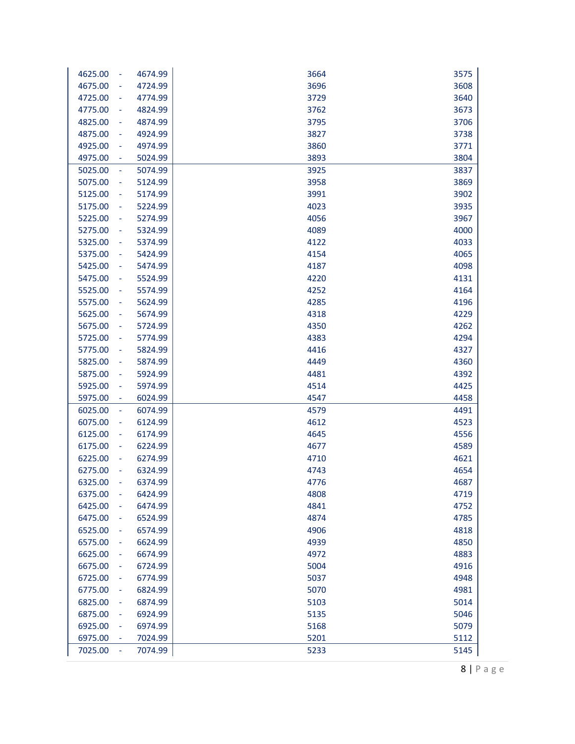| | | | | |
|---|---|---|---|---|
| 4625.00 | - | 4674.99 | 3664 | 3575 |
| 4675.00 | - | 4724.99 | 3696 | 3608 |
| 4725.00 | - | 4774.99 | 3729 | 3640 |
| 4775.00 | - | 4824.99 | 3762 | 3673 |
| 4825.00 | - | 4874.99 | 3795 | 3706 |
| 4875.00 | - | 4924.99 | 3827 | 3738 |
| 4925.00 | - | 4974.99 | 3860 | 3771 |
| 4975.00 | - | 5024.99 | 3893 | 3804 |
| 5025.00 | - | 5074.99 | 3925 | 3837 |
| 5075.00 | - | 5124.99 | 3958 | 3869 |
| 5125.00 | - | 5174.99 | 3991 | 3902 |
| 5175.00 | - | 5224.99 | 4023 | 3935 |
| 5225.00 | - | 5274.99 | 4056 | 3967 |
| 5275.00 | - | 5324.99 | 4089 | 4000 |
| 5325.00 | - | 5374.99 | 4122 | 4033 |
| 5375.00 | - | 5424.99 | 4154 | 4065 |
| 5425.00 | - | 5474.99 | 4187 | 4098 |
| 5475.00 | - | 5524.99 | 4220 | 4131 |
| 5525.00 | - | 5574.99 | 4252 | 4164 |
| 5575.00 | - | 5624.99 | 4285 | 4196 |
| 5625.00 | - | 5674.99 | 4318 | 4229 |
| 5675.00 | - | 5724.99 | 4350 | 4262 |
| 5725.00 | - | 5774.99 | 4383 | 4294 |
| 5775.00 | - | 5824.99 | 4416 | 4327 |
| 5825.00 | - | 5874.99 | 4449 | 4360 |
| 5875.00 | - | 5924.99 | 4481 | 4392 |
| 5925.00 | - | 5974.99 | 4514 | 4425 |
| 5975.00 | - | 6024.99 | 4547 | 4458 |
| 6025.00 | - | 6074.99 | 4579 | 4491 |
| 6075.00 | - | 6124.99 | 4612 | 4523 |
| 6125.00 | - | 6174.99 | 4645 | 4556 |
| 6175.00 | - | 6224.99 | 4677 | 4589 |
| 6225.00 | - | 6274.99 | 4710 | 4621 |
| 6275.00 | - | 6324.99 | 4743 | 4654 |
| 6325.00 | - | 6374.99 | 4776 | 4687 |
| 6375.00 | - | 6424.99 | 4808 | 4719 |
| 6425.00 | - | 6474.99 | 4841 | 4752 |
| 6475.00 | - | 6524.99 | 4874 | 4785 |
| 6525.00 | - | 6574.99 | 4906 | 4818 |
| 6575.00 | - | 6624.99 | 4939 | 4850 |
| 6625.00 | - | 6674.99 | 4972 | 4883 |
| 6675.00 | - | 6724.99 | 5004 | 4916 |
| 6725.00 | - | 6774.99 | 5037 | 4948 |
| 6775.00 | - | 6824.99 | 5070 | 4981 |
| 6825.00 | - | 6874.99 | 5103 | 5014 |
| 6875.00 | - | 6924.99 | 5135 | 5046 |
| 6925.00 | - | 6974.99 | 5168 | 5079 |
| 6975.00 | - | 7024.99 | 5201 | 5112 |
| 7025.00 | - | 7074.99 | 5233 | 5145 |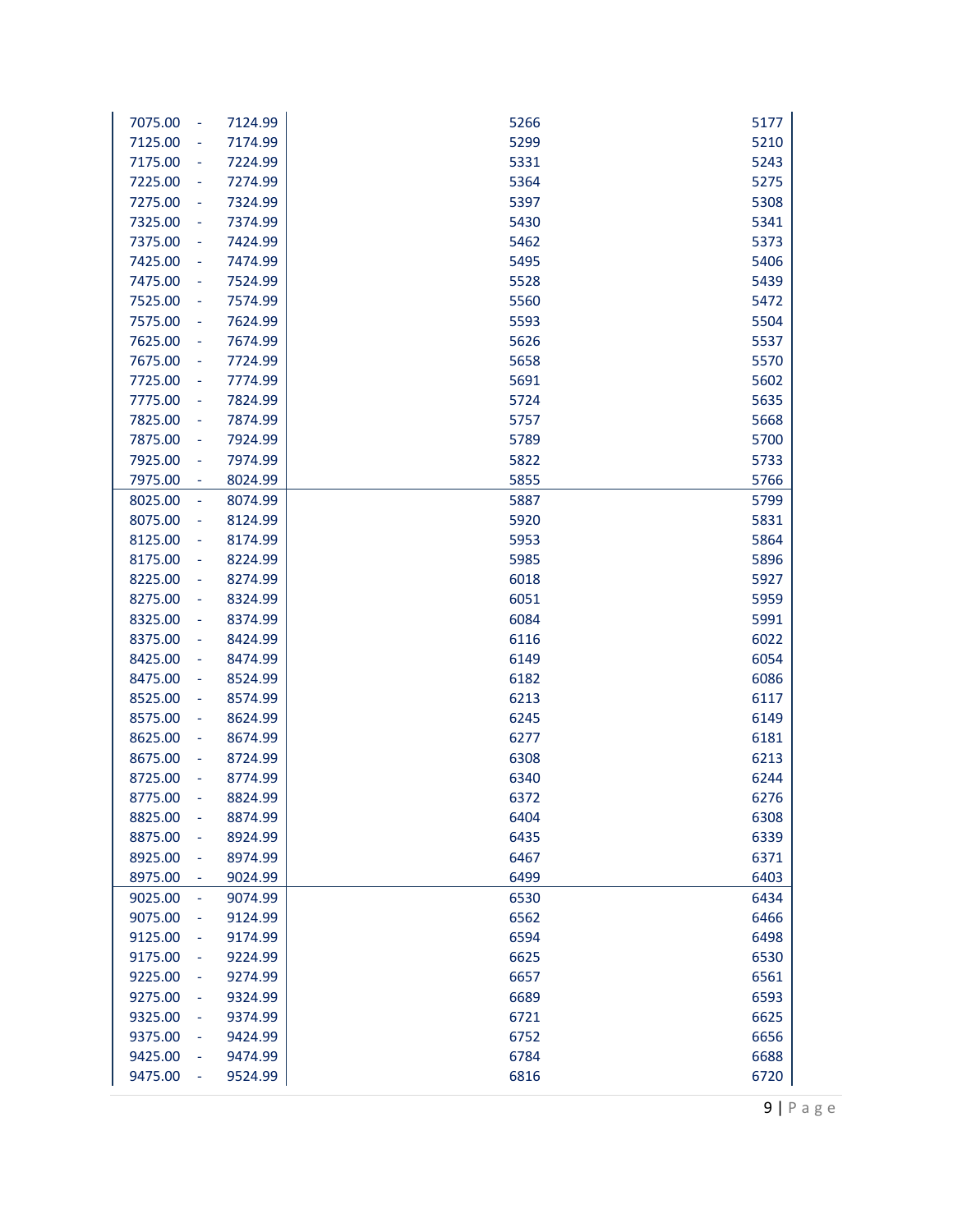| | | | |
|---|---|---|---|
| 7075.00 | - 7124.99 | 5266 | 5177 |
| 7125.00 | - 7174.99 | 5299 | 5210 |
| 7175.00 | - 7224.99 | 5331 | 5243 |
| 7225.00 | - 7274.99 | 5364 | 5275 |
| 7275.00 | - 7324.99 | 5397 | 5308 |
| 7325.00 | - 7374.99 | 5430 | 5341 |
| 7375.00 | - 7424.99 | 5462 | 5373 |
| 7425.00 | - 7474.99 | 5495 | 5406 |
| 7475.00 | - 7524.99 | 5528 | 5439 |
| 7525.00 | - 7574.99 | 5560 | 5472 |
| 7575.00 | - 7624.99 | 5593 | 5504 |
| 7625.00 | - 7674.99 | 5626 | 5537 |
| 7675.00 | - 7724.99 | 5658 | 5570 |
| 7725.00 | - 7774.99 | 5691 | 5602 |
| 7775.00 | - 7824.99 | 5724 | 5635 |
| 7825.00 | - 7874.99 | 5757 | 5668 |
| 7875.00 | - 7924.99 | 5789 | 5700 |
| 7925.00 | - 7974.99 | 5822 | 5733 |
| 7975.00 | - 8024.99 | 5855 | 5766 |
| 8025.00 | - 8074.99 | 5887 | 5799 |
| 8075.00 | - 8124.99 | 5920 | 5831 |
| 8125.00 | - 8174.99 | 5953 | 5864 |
| 8175.00 | - 8224.99 | 5985 | 5896 |
| 8225.00 | - 8274.99 | 6018 | 5927 |
| 8275.00 | - 8324.99 | 6051 | 5959 |
| 8325.00 | - 8374.99 | 6084 | 5991 |
| 8375.00 | - 8424.99 | 6116 | 6022 |
| 8425.00 | - 8474.99 | 6149 | 6054 |
| 8475.00 | - 8524.99 | 6182 | 6086 |
| 8525.00 | - 8574.99 | 6213 | 6117 |
| 8575.00 | - 8624.99 | 6245 | 6149 |
| 8625.00 | - 8674.99 | 6277 | 6181 |
| 8675.00 | - 8724.99 | 6308 | 6213 |
| 8725.00 | - 8774.99 | 6340 | 6244 |
| 8775.00 | - 8824.99 | 6372 | 6276 |
| 8825.00 | - 8874.99 | 6404 | 6308 |
| 8875.00 | - 8924.99 | 6435 | 6339 |
| 8925.00 | - 8974.99 | 6467 | 6371 |
| 8975.00 | - 9024.99 | 6499 | 6403 |
| 9025.00 | - 9074.99 | 6530 | 6434 |
| 9075.00 | - 9124.99 | 6562 | 6466 |
| 9125.00 | - 9174.99 | 6594 | 6498 |
| 9175.00 | - 9224.99 | 6625 | 6530 |
| 9225.00 | - 9274.99 | 6657 | 6561 |
| 9275.00 | - 9324.99 | 6689 | 6593 |
| 9325.00 | - 9374.99 | 6721 | 6625 |
| 9375.00 | - 9424.99 | 6752 | 6656 |
| 9425.00 | - 9474.99 | 6784 | 6688 |
| 9475.00 | - 9524.99 | 6816 | 6720 |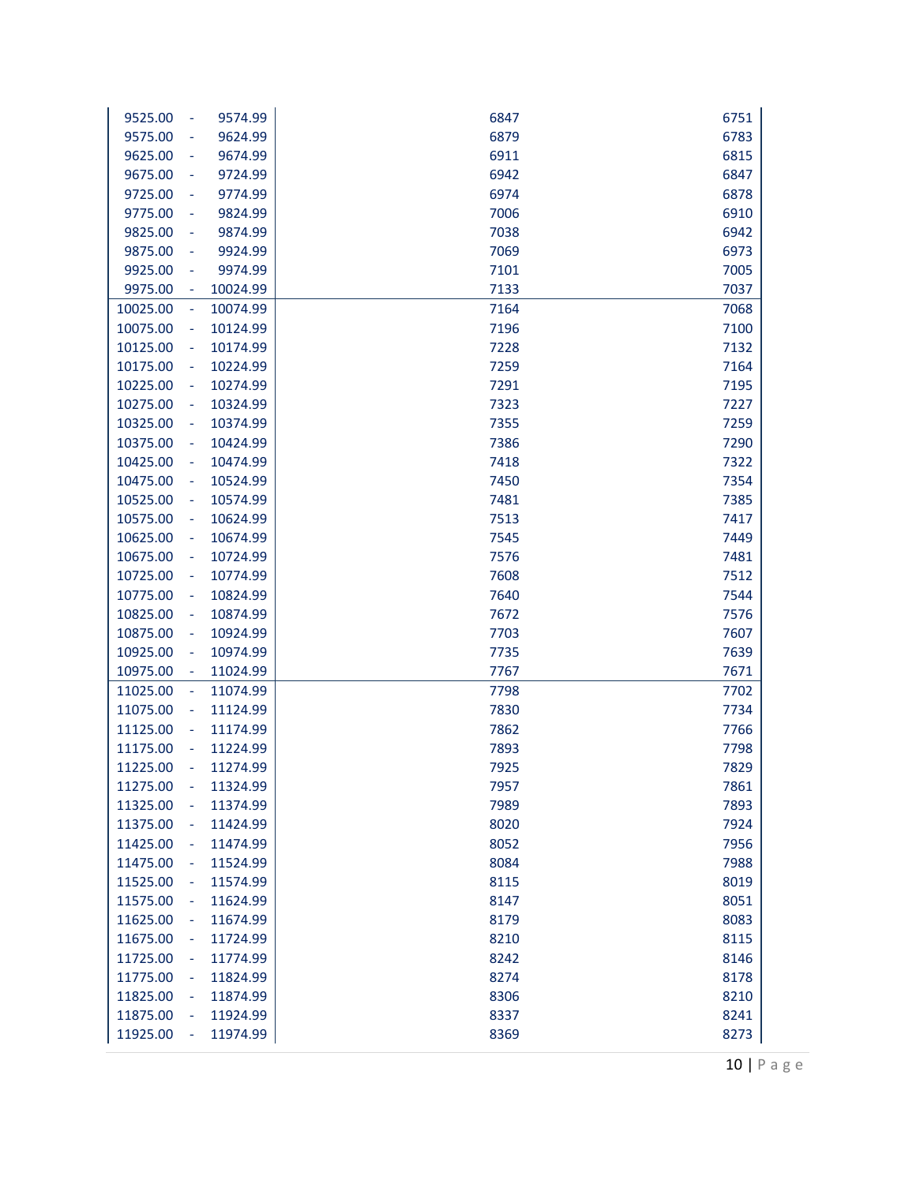| | | | | |
|---|---|---|---|---|
| 9525.00 | - | 9574.99 | 6847 | 6751 |
| 9575.00 | - | 9624.99 | 6879 | 6783 |
| 9625.00 | - | 9674.99 | 6911 | 6815 |
| 9675.00 | - | 9724.99 | 6942 | 6847 |
| 9725.00 | - | 9774.99 | 6974 | 6878 |
| 9775.00 | - | 9824.99 | 7006 | 6910 |
| 9825.00 | - | 9874.99 | 7038 | 6942 |
| 9875.00 | - | 9924.99 | 7069 | 6973 |
| 9925.00 | - | 9974.99 | 7101 | 7005 |
| 9975.00 | - | 10024.99 | 7133 | 7037 |
| 10025.00 | - | 10074.99 | 7164 | 7068 |
| 10075.00 | - | 10124.99 | 7196 | 7100 |
| 10125.00 | - | 10174.99 | 7228 | 7132 |
| 10175.00 | - | 10224.99 | 7259 | 7164 |
| 10225.00 | - | 10274.99 | 7291 | 7195 |
| 10275.00 | - | 10324.99 | 7323 | 7227 |
| 10325.00 | - | 10374.99 | 7355 | 7259 |
| 10375.00 | - | 10424.99 | 7386 | 7290 |
| 10425.00 | - | 10474.99 | 7418 | 7322 |
| 10475.00 | - | 10524.99 | 7450 | 7354 |
| 10525.00 | - | 10574.99 | 7481 | 7385 |
| 10575.00 | - | 10624.99 | 7513 | 7417 |
| 10625.00 | - | 10674.99 | 7545 | 7449 |
| 10675.00 | - | 10724.99 | 7576 | 7481 |
| 10725.00 | - | 10774.99 | 7608 | 7512 |
| 10775.00 | - | 10824.99 | 7640 | 7544 |
| 10825.00 | - | 10874.99 | 7672 | 7576 |
| 10875.00 | - | 10924.99 | 7703 | 7607 |
| 10925.00 | - | 10974.99 | 7735 | 7639 |
| 10975.00 | - | 11024.99 | 7767 | 7671 |
| 11025.00 | - | 11074.99 | 7798 | 7702 |
| 11075.00 | - | 11124.99 | 7830 | 7734 |
| 11125.00 | - | 11174.99 | 7862 | 7766 |
| 11175.00 | - | 11224.99 | 7893 | 7798 |
| 11225.00 | - | 11274.99 | 7925 | 7829 |
| 11275.00 | - | 11324.99 | 7957 | 7861 |
| 11325.00 | - | 11374.99 | 7989 | 7893 |
| 11375.00 | - | 11424.99 | 8020 | 7924 |
| 11425.00 | - | 11474.99 | 8052 | 7956 |
| 11475.00 | - | 11524.99 | 8084 | 7988 |
| 11525.00 | - | 11574.99 | 8115 | 8019 |
| 11575.00 | - | 11624.99 | 8147 | 8051 |
| 11625.00 | - | 11674.99 | 8179 | 8083 |
| 11675.00 | - | 11724.99 | 8210 | 8115 |
| 11725.00 | - | 11774.99 | 8242 | 8146 |
| 11775.00 | - | 11824.99 | 8274 | 8178 |
| 11825.00 | - | 11874.99 | 8306 | 8210 |
| 11875.00 | - | 11924.99 | 8337 | 8241 |
| 11925.00 | - | 11974.99 | 8369 | 8273 |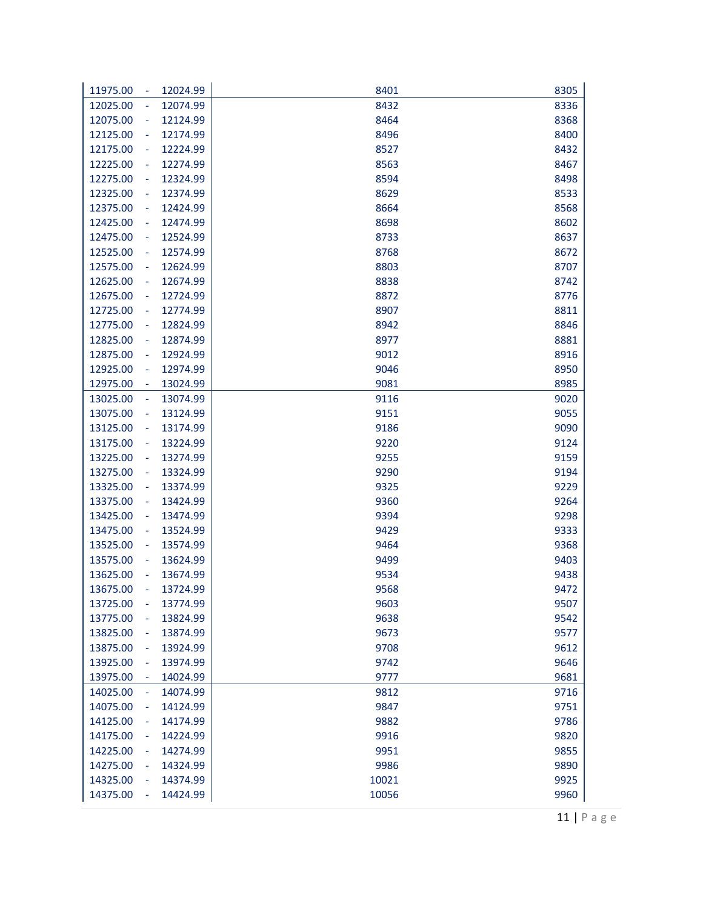| | | | |
|---|---|---|---|
| 11975.00 | - 12024.99 | 8401 | 8305 |
| 12025.00 | - 12074.99 | 8432 | 8336 |
| 12075.00 | - 12124.99 | 8464 | 8368 |
| 12125.00 | - 12174.99 | 8496 | 8400 |
| 12175.00 | - 12224.99 | 8527 | 8432 |
| 12225.00 | - 12274.99 | 8563 | 8467 |
| 12275.00 | - 12324.99 | 8594 | 8498 |
| 12325.00 | - 12374.99 | 8629 | 8533 |
| 12375.00 | - 12424.99 | 8664 | 8568 |
| 12425.00 | - 12474.99 | 8698 | 8602 |
| 12475.00 | - 12524.99 | 8733 | 8637 |
| 12525.00 | - 12574.99 | 8768 | 8672 |
| 12575.00 | - 12624.99 | 8803 | 8707 |
| 12625.00 | - 12674.99 | 8838 | 8742 |
| 12675.00 | - 12724.99 | 8872 | 8776 |
| 12725.00 | - 12774.99 | 8907 | 8811 |
| 12775.00 | - 12824.99 | 8942 | 8846 |
| 12825.00 | - 12874.99 | 8977 | 8881 |
| 12875.00 | - 12924.99 | 9012 | 8916 |
| 12925.00 | - 12974.99 | 9046 | 8950 |
| 12975.00 | - 13024.99 | 9081 | 8985 |
| 13025.00 | - 13074.99 | 9116 | 9020 |
| 13075.00 | - 13124.99 | 9151 | 9055 |
| 13125.00 | - 13174.99 | 9186 | 9090 |
| 13175.00 | - 13224.99 | 9220 | 9124 |
| 13225.00 | - 13274.99 | 9255 | 9159 |
| 13275.00 | - 13324.99 | 9290 | 9194 |
| 13325.00 | - 13374.99 | 9325 | 9229 |
| 13375.00 | - 13424.99 | 9360 | 9264 |
| 13425.00 | - 13474.99 | 9394 | 9298 |
| 13475.00 | - 13524.99 | 9429 | 9333 |
| 13525.00 | - 13574.99 | 9464 | 9368 |
| 13575.00 | - 13624.99 | 9499 | 9403 |
| 13625.00 | - 13674.99 | 9534 | 9438 |
| 13675.00 | - 13724.99 | 9568 | 9472 |
| 13725.00 | - 13774.99 | 9603 | 9507 |
| 13775.00 | - 13824.99 | 9638 | 9542 |
| 13825.00 | - 13874.99 | 9673 | 9577 |
| 13875.00 | - 13924.99 | 9708 | 9612 |
| 13925.00 | - 13974.99 | 9742 | 9646 |
| 13975.00 | - 14024.99 | 9777 | 9681 |
| 14025.00 | - 14074.99 | 9812 | 9716 |
| 14075.00 | - 14124.99 | 9847 | 9751 |
| 14125.00 | - 14174.99 | 9882 | 9786 |
| 14175.00 | - 14224.99 | 9916 | 9820 |
| 14225.00 | - 14274.99 | 9951 | 9855 |
| 14275.00 | - 14324.99 | 9986 | 9890 |
| 14325.00 | - 14374.99 | 10021 | 9925 |
| 14375.00 | - 14424.99 | 10056 | 9960 |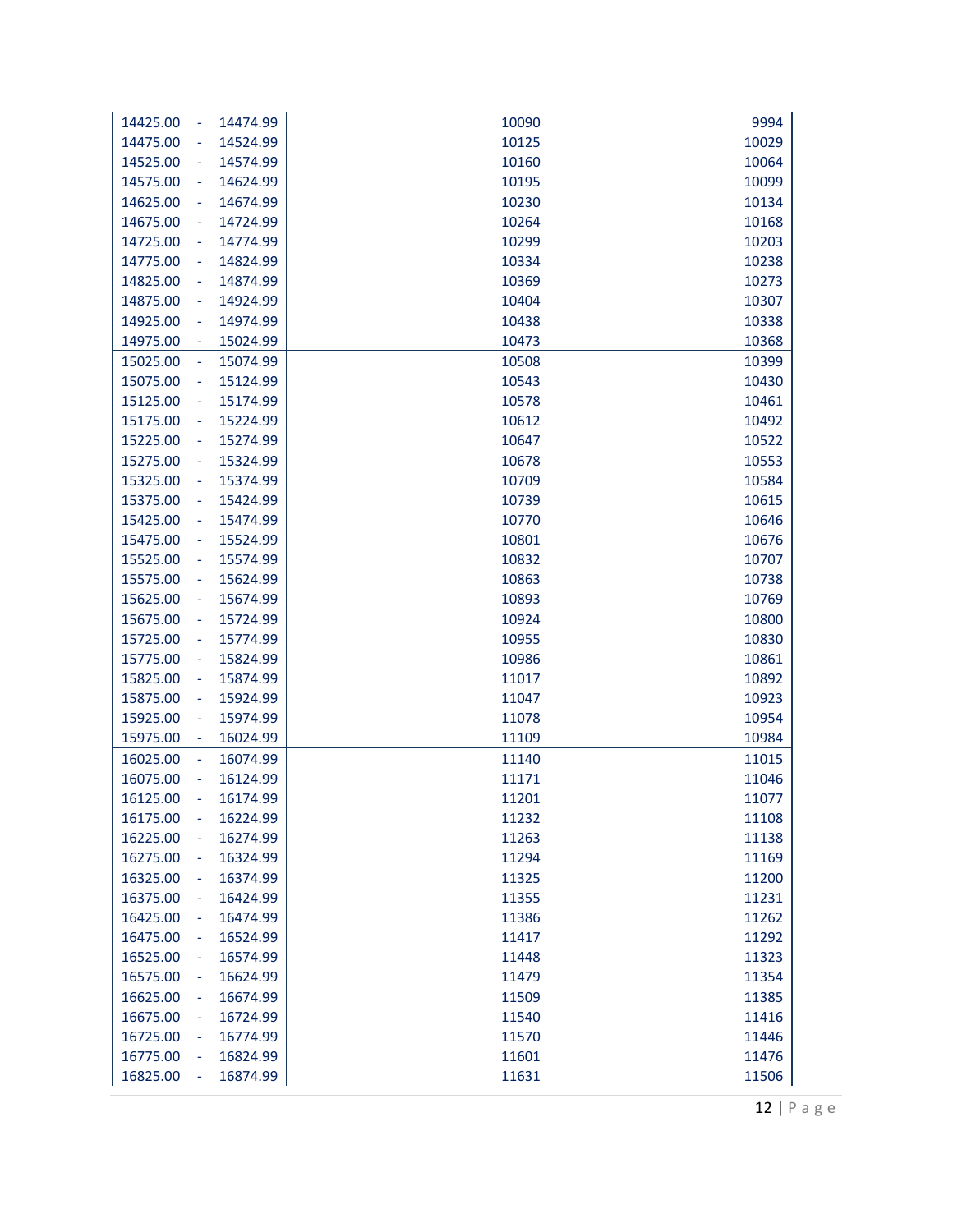| | | |
|---|---|---|
| 14425.00 - 14474.99 | 10090 | 9994 |
| 14475.00 - 14524.99 | 10125 | 10029 |
| 14525.00 - 14574.99 | 10160 | 10064 |
| 14575.00 - 14624.99 | 10195 | 10099 |
| 14625.00 - 14674.99 | 10230 | 10134 |
| 14675.00 - 14724.99 | 10264 | 10168 |
| 14725.00 - 14774.99 | 10299 | 10203 |
| 14775.00 - 14824.99 | 10334 | 10238 |
| 14825.00 - 14874.99 | 10369 | 10273 |
| 14875.00 - 14924.99 | 10404 | 10307 |
| 14925.00 - 14974.99 | 10438 | 10338 |
| 14975.00 - 15024.99 | 10473 | 10368 |
| 15025.00 - 15074.99 | 10508 | 10399 |
| 15075.00 - 15124.99 | 10543 | 10430 |
| 15125.00 - 15174.99 | 10578 | 10461 |
| 15175.00 - 15224.99 | 10612 | 10492 |
| 15225.00 - 15274.99 | 10647 | 10522 |
| 15275.00 - 15324.99 | 10678 | 10553 |
| 15325.00 - 15374.99 | 10709 | 10584 |
| 15375.00 - 15424.99 | 10739 | 10615 |
| 15425.00 - 15474.99 | 10770 | 10646 |
| 15475.00 - 15524.99 | 10801 | 10676 |
| 15525.00 - 15574.99 | 10832 | 10707 |
| 15575.00 - 15624.99 | 10863 | 10738 |
| 15625.00 - 15674.99 | 10893 | 10769 |
| 15675.00 - 15724.99 | 10924 | 10800 |
| 15725.00 - 15774.99 | 10955 | 10830 |
| 15775.00 - 15824.99 | 10986 | 10861 |
| 15825.00 - 15874.99 | 11017 | 10892 |
| 15875.00 - 15924.99 | 11047 | 10923 |
| 15925.00 - 15974.99 | 11078 | 10954 |
| 15975.00 - 16024.99 | 11109 | 10984 |
| 16025.00 - 16074.99 | 11140 | 11015 |
| 16075.00 - 16124.99 | 11171 | 11046 |
| 16125.00 - 16174.99 | 11201 | 11077 |
| 16175.00 - 16224.99 | 11232 | 11108 |
| 16225.00 - 16274.99 | 11263 | 11138 |
| 16275.00 - 16324.99 | 11294 | 11169 |
| 16325.00 - 16374.99 | 11325 | 11200 |
| 16375.00 - 16424.99 | 11355 | 11231 |
| 16425.00 - 16474.99 | 11386 | 11262 |
| 16475.00 - 16524.99 | 11417 | 11292 |
| 16525.00 - 16574.99 | 11448 | 11323 |
| 16575.00 - 16624.99 | 11479 | 11354 |
| 16625.00 - 16674.99 | 11509 | 11385 |
| 16675.00 - 16724.99 | 11540 | 11416 |
| 16725.00 - 16774.99 | 11570 | 11446 |
| 16775.00 - 16824.99 | 11601 | 11476 |
| 16825.00 - 16874.99 | 11631 | 11506 |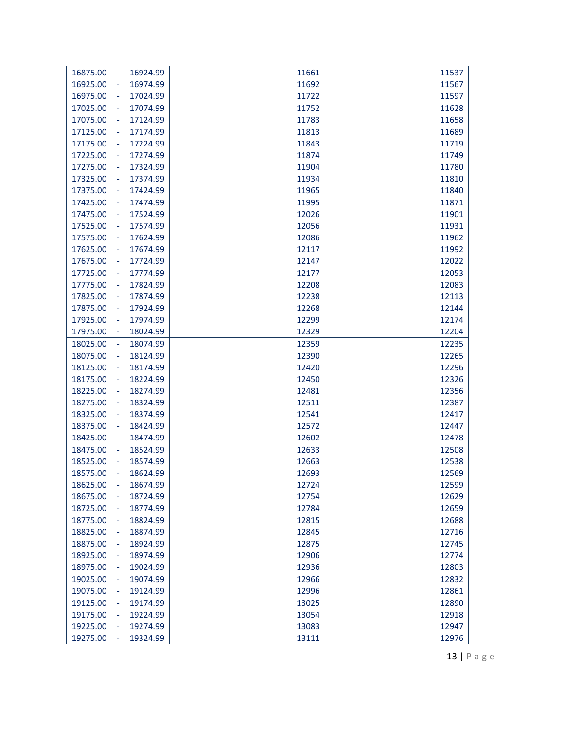| | | | |
|---|---|---|---|
| 16875.00 | 16924.99 | 11661 | 11537 |
| 16925.00 | 16974.99 | 11692 | 11567 |
| 16975.00 | 17024.99 | 11722 | 11597 |
| 17025.00 | 17074.99 | 11752 | 11628 |
| 17075.00 | 17124.99 | 11783 | 11658 |
| 17125.00 | 17174.99 | 11813 | 11689 |
| 17175.00 | 17224.99 | 11843 | 11719 |
| 17225.00 | 17274.99 | 11874 | 11749 |
| 17275.00 | 17324.99 | 11904 | 11780 |
| 17325.00 | 17374.99 | 11934 | 11810 |
| 17375.00 | 17424.99 | 11965 | 11840 |
| 17425.00 | 17474.99 | 11995 | 11871 |
| 17475.00 | 17524.99 | 12026 | 11901 |
| 17525.00 | 17574.99 | 12056 | 11931 |
| 17575.00 | 17624.99 | 12086 | 11962 |
| 17625.00 | 17674.99 | 12117 | 11992 |
| 17675.00 | 17724.99 | 12147 | 12022 |
| 17725.00 | 17774.99 | 12177 | 12053 |
| 17775.00 | 17824.99 | 12208 | 12083 |
| 17825.00 | 17874.99 | 12238 | 12113 |
| 17875.00 | 17924.99 | 12268 | 12144 |
| 17925.00 | 17974.99 | 12299 | 12174 |
| 17975.00 | 18024.99 | 12329 | 12204 |
| 18025.00 | 18074.99 | 12359 | 12235 |
| 18075.00 | 18124.99 | 12390 | 12265 |
| 18125.00 | 18174.99 | 12420 | 12296 |
| 18175.00 | 18224.99 | 12450 | 12326 |
| 18225.00 | 18274.99 | 12481 | 12356 |
| 18275.00 | 18324.99 | 12511 | 12387 |
| 18325.00 | 18374.99 | 12541 | 12417 |
| 18375.00 | 18424.99 | 12572 | 12447 |
| 18425.00 | 18474.99 | 12602 | 12478 |
| 18475.00 | 18524.99 | 12633 | 12508 |
| 18525.00 | 18574.99 | 12663 | 12538 |
| 18575.00 | 18624.99 | 12693 | 12569 |
| 18625.00 | 18674.99 | 12724 | 12599 |
| 18675.00 | 18724.99 | 12754 | 12629 |
| 18725.00 | 18774.99 | 12784 | 12659 |
| 18775.00 | 18824.99 | 12815 | 12688 |
| 18825.00 | 18874.99 | 12845 | 12716 |
| 18875.00 | 18924.99 | 12875 | 12745 |
| 18925.00 | 18974.99 | 12906 | 12774 |
| 18975.00 | 19024.99 | 12936 | 12803 |
| 19025.00 | 19074.99 | 12966 | 12832 |
| 19075.00 | 19124.99 | 12996 | 12861 |
| 19125.00 | 19174.99 | 13025 | 12890 |
| 19175.00 | 19224.99 | 13054 | 12918 |
| 19225.00 | 19274.99 | 13083 | 12947 |
| 19275.00 | 19324.99 | 13111 | 12976 |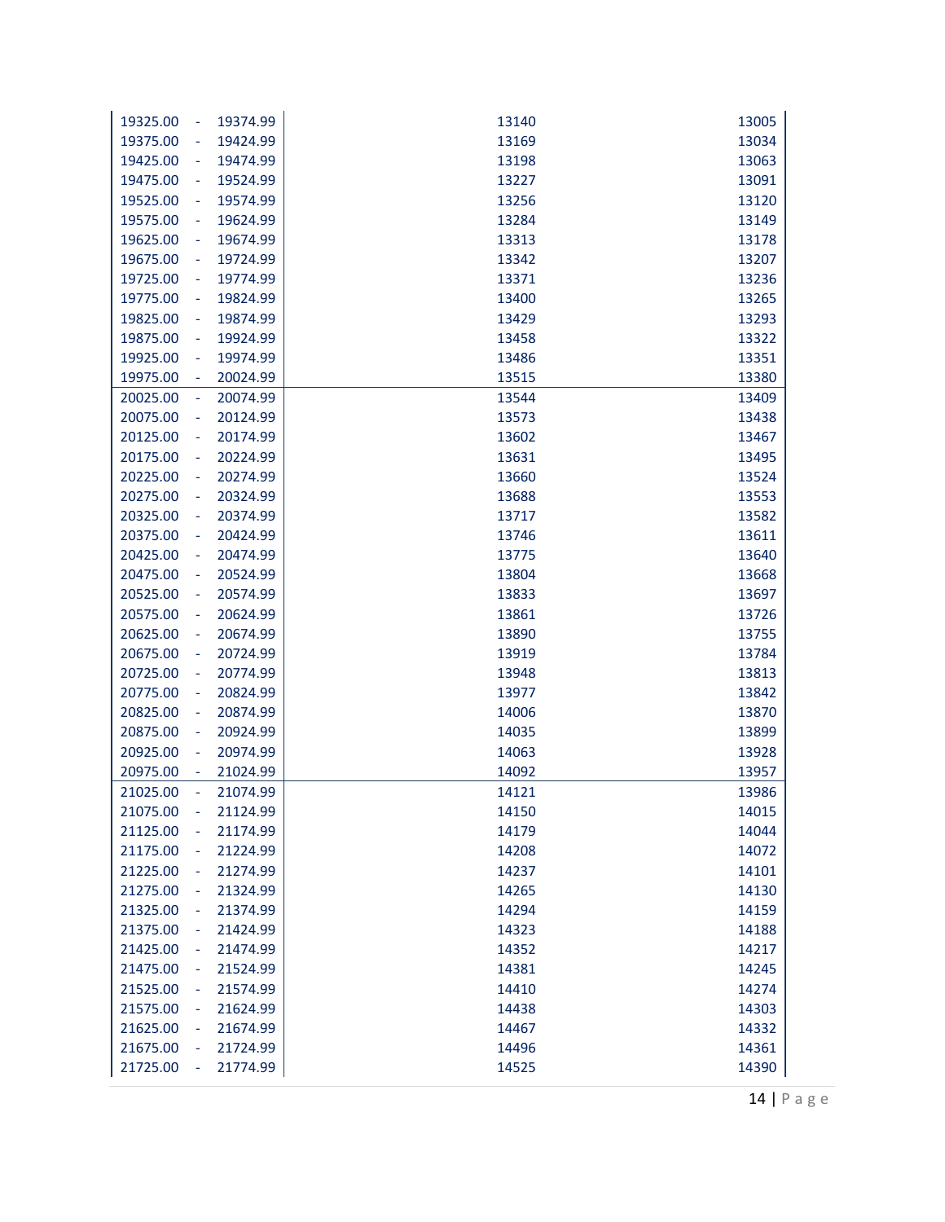| | | | |
|---|---|---|---|
| 19325.00 | 19374.99 | 13140 | 13005 |
| 19375.00 | 19424.99 | 13169 | 13034 |
| 19425.00 | 19474.99 | 13198 | 13063 |
| 19475.00 | 19524.99 | 13227 | 13091 |
| 19525.00 | 19574.99 | 13256 | 13120 |
| 19575.00 | 19624.99 | 13284 | 13149 |
| 19625.00 | 19674.99 | 13313 | 13178 |
| 19675.00 | 19724.99 | 13342 | 13207 |
| 19725.00 | 19774.99 | 13371 | 13236 |
| 19775.00 | 19824.99 | 13400 | 13265 |
| 19825.00 | 19874.99 | 13429 | 13293 |
| 19875.00 | 19924.99 | 13458 | 13322 |
| 19925.00 | 19974.99 | 13486 | 13351 |
| 19975.00 | 20024.99 | 13515 | 13380 |
| 20025.00 | 20074.99 | 13544 | 13409 |
| 20075.00 | 20124.99 | 13573 | 13438 |
| 20125.00 | 20174.99 | 13602 | 13467 |
| 20175.00 | 20224.99 | 13631 | 13495 |
| 20225.00 | 20274.99 | 13660 | 13524 |
| 20275.00 | 20324.99 | 13688 | 13553 |
| 20325.00 | 20374.99 | 13717 | 13582 |
| 20375.00 | 20424.99 | 13746 | 13611 |
| 20425.00 | 20474.99 | 13775 | 13640 |
| 20475.00 | 20524.99 | 13804 | 13668 |
| 20525.00 | 20574.99 | 13833 | 13697 |
| 20575.00 | 20624.99 | 13861 | 13726 |
| 20625.00 | 20674.99 | 13890 | 13755 |
| 20675.00 | 20724.99 | 13919 | 13784 |
| 20725.00 | 20774.99 | 13948 | 13813 |
| 20775.00 | 20824.99 | 13977 | 13842 |
| 20825.00 | 20874.99 | 14006 | 13870 |
| 20875.00 | 20924.99 | 14035 | 13899 |
| 20925.00 | 20974.99 | 14063 | 13928 |
| 20975.00 | 21024.99 | 14092 | 13957 |
| 21025.00 | 21074.99 | 14121 | 13986 |
| 21075.00 | 21124.99 | 14150 | 14015 |
| 21125.00 | 21174.99 | 14179 | 14044 |
| 21175.00 | 21224.99 | 14208 | 14072 |
| 21225.00 | 21274.99 | 14237 | 14101 |
| 21275.00 | 21324.99 | 14265 | 14130 |
| 21325.00 | 21374.99 | 14294 | 14159 |
| 21375.00 | 21424.99 | 14323 | 14188 |
| 21425.00 | 21474.99 | 14352 | 14217 |
| 21475.00 | 21524.99 | 14381 | 14245 |
| 21525.00 | 21574.99 | 14410 | 14274 |
| 21575.00 | 21624.99 | 14438 | 14303 |
| 21625.00 | 21674.99 | 14467 | 14332 |
| 21675.00 | 21724.99 | 14496 | 14361 |
| 21725.00 | 21774.99 | 14525 | 14390 |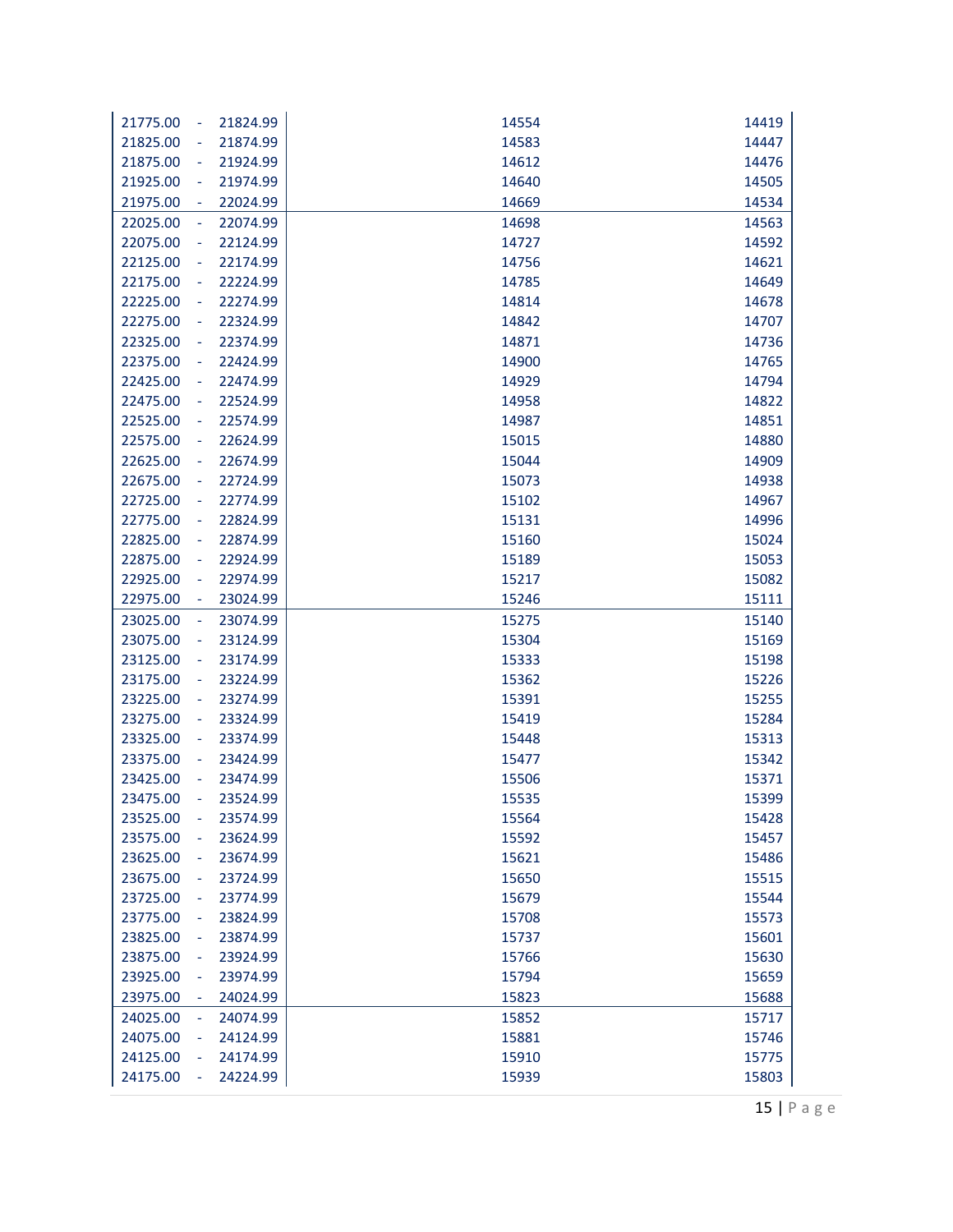| | | |
|---|---|---|
| 21775.00 - 21824.99 | 14554 | 14419 |
| 21825.00 - 21874.99 | 14583 | 14447 |
| 21875.00 - 21924.99 | 14612 | 14476 |
| 21925.00 - 21974.99 | 14640 | 14505 |
| 21975.00 - 22024.99 | 14669 | 14534 |
| 22025.00 - 22074.99 | 14698 | 14563 |
| 22075.00 - 22124.99 | 14727 | 14592 |
| 22125.00 - 22174.99 | 14756 | 14621 |
| 22175.00 - 22224.99 | 14785 | 14649 |
| 22225.00 - 22274.99 | 14814 | 14678 |
| 22275.00 - 22324.99 | 14842 | 14707 |
| 22325.00 - 22374.99 | 14871 | 14736 |
| 22375.00 - 22424.99 | 14900 | 14765 |
| 22425.00 - 22474.99 | 14929 | 14794 |
| 22475.00 - 22524.99 | 14958 | 14822 |
| 22525.00 - 22574.99 | 14987 | 14851 |
| 22575.00 - 22624.99 | 15015 | 14880 |
| 22625.00 - 22674.99 | 15044 | 14909 |
| 22675.00 - 22724.99 | 15073 | 14938 |
| 22725.00 - 22774.99 | 15102 | 14967 |
| 22775.00 - 22824.99 | 15131 | 14996 |
| 22825.00 - 22874.99 | 15160 | 15024 |
| 22875.00 - 22924.99 | 15189 | 15053 |
| 22925.00 - 22974.99 | 15217 | 15082 |
| 22975.00 - 23024.99 | 15246 | 15111 |
| 23025.00 - 23074.99 | 15275 | 15140 |
| 23075.00 - 23124.99 | 15304 | 15169 |
| 23125.00 - 23174.99 | 15333 | 15198 |
| 23175.00 - 23224.99 | 15362 | 15226 |
| 23225.00 - 23274.99 | 15391 | 15255 |
| 23275.00 - 23324.99 | 15419 | 15284 |
| 23325.00 - 23374.99 | 15448 | 15313 |
| 23375.00 - 23424.99 | 15477 | 15342 |
| 23425.00 - 23474.99 | 15506 | 15371 |
| 23475.00 - 23524.99 | 15535 | 15399 |
| 23525.00 - 23574.99 | 15564 | 15428 |
| 23575.00 - 23624.99 | 15592 | 15457 |
| 23625.00 - 23674.99 | 15621 | 15486 |
| 23675.00 - 23724.99 | 15650 | 15515 |
| 23725.00 - 23774.99 | 15679 | 15544 |
| 23775.00 - 23824.99 | 15708 | 15573 |
| 23825.00 - 23874.99 | 15737 | 15601 |
| 23875.00 - 23924.99 | 15766 | 15630 |
| 23925.00 - 23974.99 | 15794 | 15659 |
| 23975.00 - 24024.99 | 15823 | 15688 |
| 24025.00 - 24074.99 | 15852 | 15717 |
| 24075.00 - 24124.99 | 15881 | 15746 |
| 24125.00 - 24174.99 | 15910 | 15775 |
| 24175.00 - 24224.99 | 15939 | 15803 |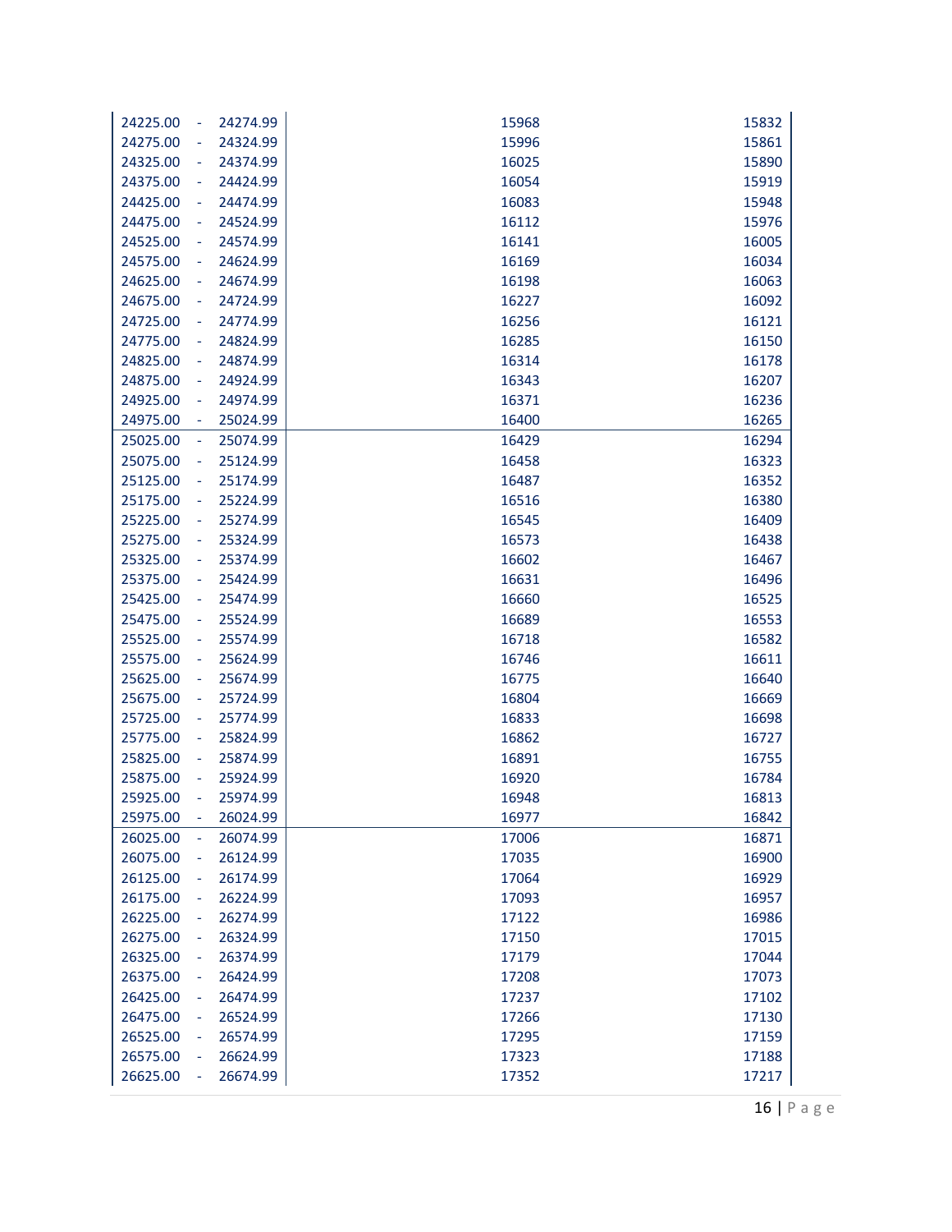| | | | |
|---|---|---|---|
| 24225.00 | - 24274.99 | 15968 | 15832 |
| 24275.00 | - 24324.99 | 15996 | 15861 |
| 24325.00 | - 24374.99 | 16025 | 15890 |
| 24375.00 | - 24424.99 | 16054 | 15919 |
| 24425.00 | - 24474.99 | 16083 | 15948 |
| 24475.00 | - 24524.99 | 16112 | 15976 |
| 24525.00 | - 24574.99 | 16141 | 16005 |
| 24575.00 | - 24624.99 | 16169 | 16034 |
| 24625.00 | - 24674.99 | 16198 | 16063 |
| 24675.00 | - 24724.99 | 16227 | 16092 |
| 24725.00 | - 24774.99 | 16256 | 16121 |
| 24775.00 | - 24824.99 | 16285 | 16150 |
| 24825.00 | - 24874.99 | 16314 | 16178 |
| 24875.00 | - 24924.99 | 16343 | 16207 |
| 24925.00 | - 24974.99 | 16371 | 16236 |
| 24975.00 | - 25024.99 | 16400 | 16265 |
| 25025.00 | - 25074.99 | 16429 | 16294 |
| 25075.00 | - 25124.99 | 16458 | 16323 |
| 25125.00 | - 25174.99 | 16487 | 16352 |
| 25175.00 | - 25224.99 | 16516 | 16380 |
| 25225.00 | - 25274.99 | 16545 | 16409 |
| 25275.00 | - 25324.99 | 16573 | 16438 |
| 25325.00 | - 25374.99 | 16602 | 16467 |
| 25375.00 | - 25424.99 | 16631 | 16496 |
| 25425.00 | - 25474.99 | 16660 | 16525 |
| 25475.00 | - 25524.99 | 16689 | 16553 |
| 25525.00 | - 25574.99 | 16718 | 16582 |
| 25575.00 | - 25624.99 | 16746 | 16611 |
| 25625.00 | - 25674.99 | 16775 | 16640 |
| 25675.00 | - 25724.99 | 16804 | 16669 |
| 25725.00 | - 25774.99 | 16833 | 16698 |
| 25775.00 | - 25824.99 | 16862 | 16727 |
| 25825.00 | - 25874.99 | 16891 | 16755 |
| 25875.00 | - 25924.99 | 16920 | 16784 |
| 25925.00 | - 25974.99 | 16948 | 16813 |
| 25975.00 | - 26024.99 | 16977 | 16842 |
| 26025.00 | - 26074.99 | 17006 | 16871 |
| 26075.00 | - 26124.99 | 17035 | 16900 |
| 26125.00 | - 26174.99 | 17064 | 16929 |
| 26175.00 | - 26224.99 | 17093 | 16957 |
| 26225.00 | - 26274.99 | 17122 | 16986 |
| 26275.00 | - 26324.99 | 17150 | 17015 |
| 26325.00 | - 26374.99 | 17179 | 17044 |
| 26375.00 | - 26424.99 | 17208 | 17073 |
| 26425.00 | - 26474.99 | 17237 | 17102 |
| 26475.00 | - 26524.99 | 17266 | 17130 |
| 26525.00 | - 26574.99 | 17295 | 17159 |
| 26575.00 | - 26624.99 | 17323 | 17188 |
| 26625.00 | - 26674.99 | 17352 | 17217 |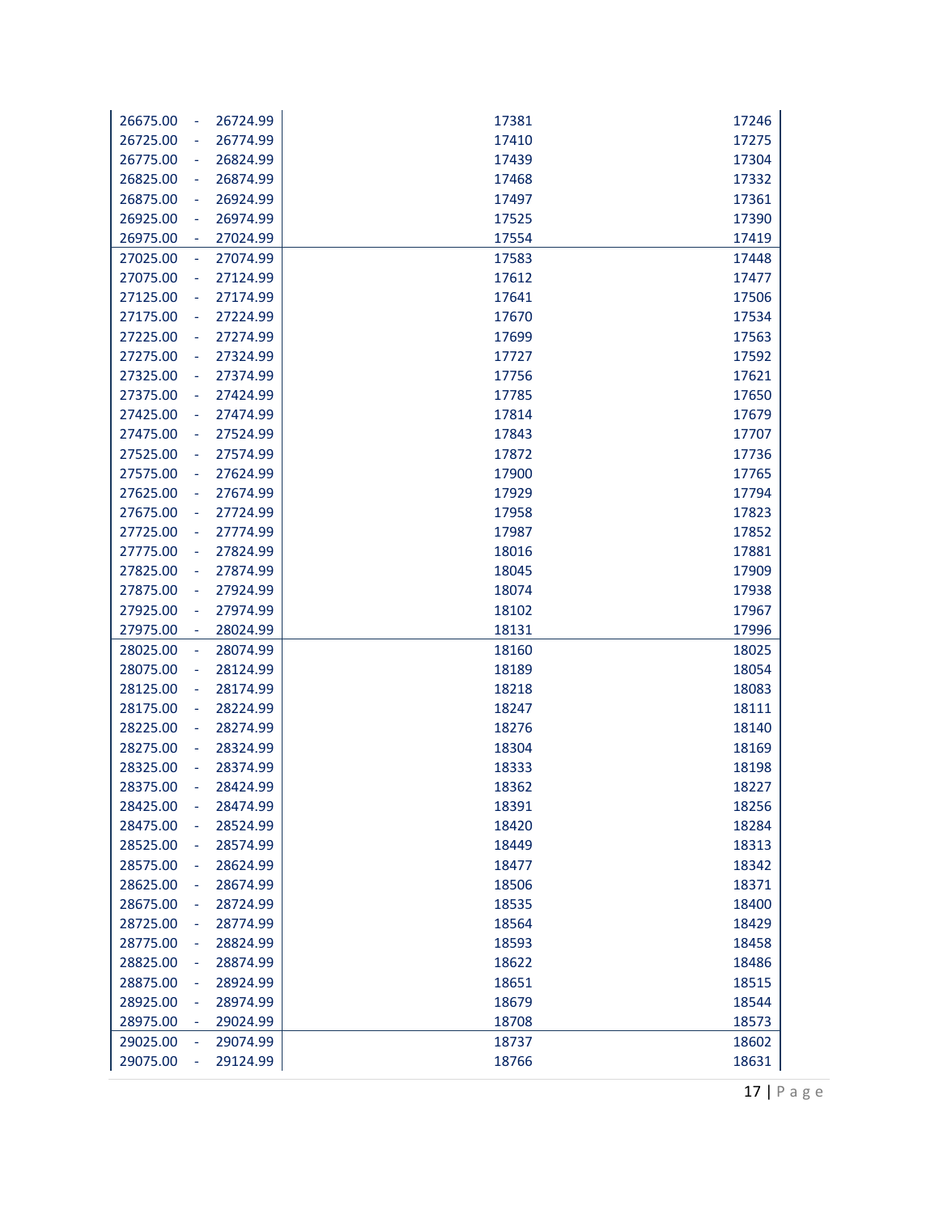| | | |
|---|---|---|
| 26675.00 - 26724.99 | 17381 | 17246 |
| 26725.00 - 26774.99 | 17410 | 17275 |
| 26775.00 - 26824.99 | 17439 | 17304 |
| 26825.00 - 26874.99 | 17468 | 17332 |
| 26875.00 - 26924.99 | 17497 | 17361 |
| 26925.00 - 26974.99 | 17525 | 17390 |
| 26975.00 - 27024.99 | 17554 | 17419 |
| 27025.00 - 27074.99 | 17583 | 17448 |
| 27075.00 - 27124.99 | 17612 | 17477 |
| 27125.00 - 27174.99 | 17641 | 17506 |
| 27175.00 - 27224.99 | 17670 | 17534 |
| 27225.00 - 27274.99 | 17699 | 17563 |
| 27275.00 - 27324.99 | 17727 | 17592 |
| 27325.00 - 27374.99 | 17756 | 17621 |
| 27375.00 - 27424.99 | 17785 | 17650 |
| 27425.00 - 27474.99 | 17814 | 17679 |
| 27475.00 - 27524.99 | 17843 | 17707 |
| 27525.00 - 27574.99 | 17872 | 17736 |
| 27575.00 - 27624.99 | 17900 | 17765 |
| 27625.00 - 27674.99 | 17929 | 17794 |
| 27675.00 - 27724.99 | 17958 | 17823 |
| 27725.00 - 27774.99 | 17987 | 17852 |
| 27775.00 - 27824.99 | 18016 | 17881 |
| 27825.00 - 27874.99 | 18045 | 17909 |
| 27875.00 - 27924.99 | 18074 | 17938 |
| 27925.00 - 27974.99 | 18102 | 17967 |
| 27975.00 - 28024.99 | 18131 | 17996 |
| 28025.00 - 28074.99 | 18160 | 18025 |
| 28075.00 - 28124.99 | 18189 | 18054 |
| 28125.00 - 28174.99 | 18218 | 18083 |
| 28175.00 - 28224.99 | 18247 | 18111 |
| 28225.00 - 28274.99 | 18276 | 18140 |
| 28275.00 - 28324.99 | 18304 | 18169 |
| 28325.00 - 28374.99 | 18333 | 18198 |
| 28375.00 - 28424.99 | 18362 | 18227 |
| 28425.00 - 28474.99 | 18391 | 18256 |
| 28475.00 - 28524.99 | 18420 | 18284 |
| 28525.00 - 28574.99 | 18449 | 18313 |
| 28575.00 - 28624.99 | 18477 | 18342 |
| 28625.00 - 28674.99 | 18506 | 18371 |
| 28675.00 - 28724.99 | 18535 | 18400 |
| 28725.00 - 28774.99 | 18564 | 18429 |
| 28775.00 - 28824.99 | 18593 | 18458 |
| 28825.00 - 28874.99 | 18622 | 18486 |
| 28875.00 - 28924.99 | 18651 | 18515 |
| 28925.00 - 28974.99 | 18679 | 18544 |
| 28975.00 - 29024.99 | 18708 | 18573 |
| 29025.00 - 29074.99 | 18737 | 18602 |
| 29075.00 - 29124.99 | 18766 | 18631 |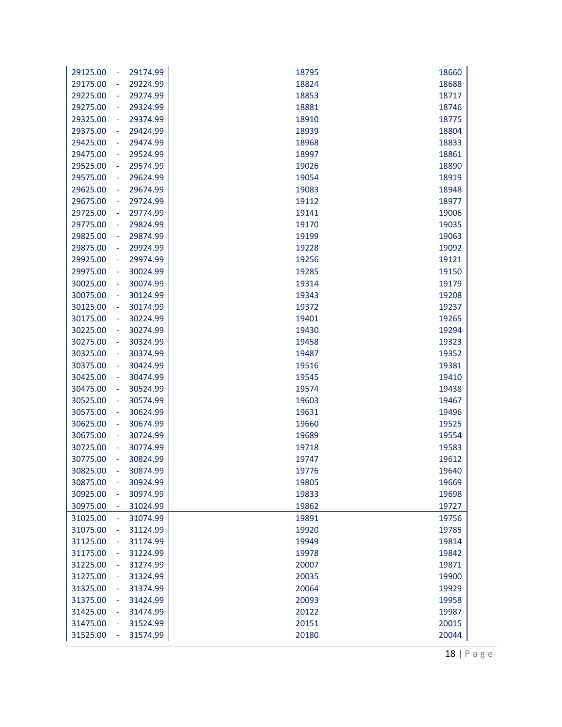| | | | | |
|---|---|---|---|---|
| 29125.00 | - | 29174.99 | 18795 | 18660 |
| 29175.00 | - | 29224.99 | 18824 | 18688 |
| 29225.00 | - | 29274.99 | 18853 | 18717 |
| 29275.00 | - | 29324.99 | 18881 | 18746 |
| 29325.00 | - | 29374.99 | 18910 | 18775 |
| 29375.00 | - | 29424.99 | 18939 | 18804 |
| 29425.00 | - | 29474.99 | 18968 | 18833 |
| 29475.00 | - | 29524.99 | 18997 | 18861 |
| 29525.00 | - | 29574.99 | 19026 | 18890 |
| 29575.00 | - | 29624.99 | 19054 | 18919 |
| 29625.00 | - | 29674.99 | 19083 | 18948 |
| 29675.00 | - | 29724.99 | 19112 | 18977 |
| 29725.00 | - | 29774.99 | 19141 | 19006 |
| 29775.00 | - | 29824.99 | 19170 | 19035 |
| 29825.00 | - | 29874.99 | 19199 | 19063 |
| 29875.00 | - | 29924.99 | 19228 | 19092 |
| 29925.00 | - | 29974.99 | 19256 | 19121 |
| 29975.00 | - | 30024.99 | 19285 | 19150 |
| 30025.00 | - | 30074.99 | 19314 | 19179 |
| 30075.00 | - | 30124.99 | 19343 | 19208 |
| 30125.00 | - | 30174.99 | 19372 | 19237 |
| 30175.00 | - | 30224.99 | 19401 | 19265 |
| 30225.00 | - | 30274.99 | 19430 | 19294 |
| 30275.00 | - | 30324.99 | 19458 | 19323 |
| 30325.00 | - | 30374.99 | 19487 | 19352 |
| 30375.00 | - | 30424.99 | 19516 | 19381 |
| 30425.00 | - | 30474.99 | 19545 | 19410 |
| 30475.00 | - | 30524.99 | 19574 | 19438 |
| 30525.00 | - | 30574.99 | 19603 | 19467 |
| 30575.00 | - | 30624.99 | 19631 | 19496 |
| 30625.00 | - | 30674.99 | 19660 | 19525 |
| 30675.00 | - | 30724.99 | 19689 | 19554 |
| 30725.00 | - | 30774.99 | 19718 | 19583 |
| 30775.00 | - | 30824.99 | 19747 | 19612 |
| 30825.00 | - | 30874.99 | 19776 | 19640 |
| 30875.00 | - | 30924.99 | 19805 | 19669 |
| 30925.00 | - | 30974.99 | 19833 | 19698 |
| 30975.00 | - | 31024.99 | 19862 | 19727 |
| 31025.00 | - | 31074.99 | 19891 | 19756 |
| 31075.00 | - | 31124.99 | 19920 | 19785 |
| 31125.00 | - | 31174.99 | 19949 | 19814 |
| 31175.00 | - | 31224.99 | 19978 | 19842 |
| 31225.00 | - | 31274.99 | 20007 | 19871 |
| 31275.00 | - | 31324.99 | 20035 | 19900 |
| 31325.00 | - | 31374.99 | 20064 | 19929 |
| 31375.00 | - | 31424.99 | 20093 | 19958 |
| 31425.00 | - | 31474.99 | 20122 | 19987 |
| 31475.00 | - | 31524.99 | 20151 | 20015 |
| 31525.00 | - | 31574.99 | 20180 | 20044 |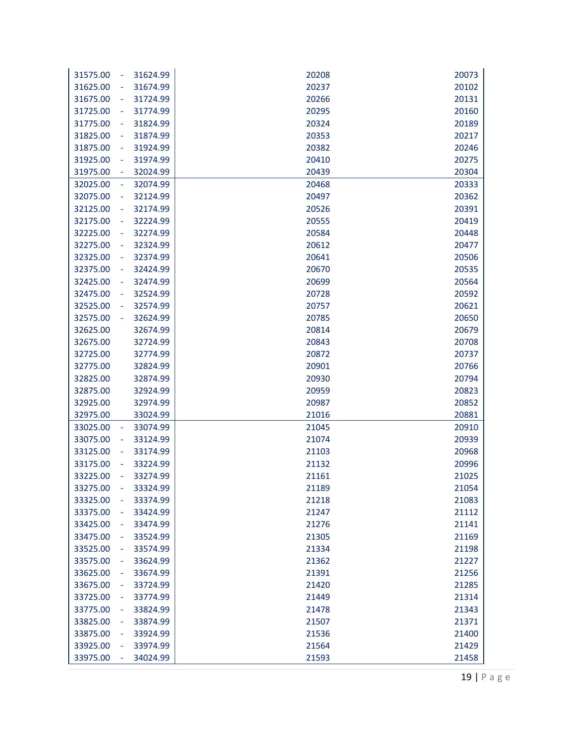| | | | |
|---|---|---|---|
| 31575.00 | - 31624.99 | 20208 | 20073 |
| 31625.00 | - 31674.99 | 20237 | 20102 |
| 31675.00 | - 31724.99 | 20266 | 20131 |
| 31725.00 | - 31774.99 | 20295 | 20160 |
| 31775.00 | - 31824.99 | 20324 | 20189 |
| 31825.00 | - 31874.99 | 20353 | 20217 |
| 31875.00 | - 31924.99 | 20382 | 20246 |
| 31925.00 | - 31974.99 | 20410 | 20275 |
| 31975.00 | - 32024.99 | 20439 | 20304 |
| 32025.00 | - 32074.99 | 20468 | 20333 |
| 32075.00 | - 32124.99 | 20497 | 20362 |
| 32125.00 | - 32174.99 | 20526 | 20391 |
| 32175.00 | - 32224.99 | 20555 | 20419 |
| 32225.00 | - 32274.99 | 20584 | 20448 |
| 32275.00 | - 32324.99 | 20612 | 20477 |
| 32325.00 | - 32374.99 | 20641 | 20506 |
| 32375.00 | - 32424.99 | 20670 | 20535 |
| 32425.00 | - 32474.99 | 20699 | 20564 |
| 32475.00 | - 32524.99 | 20728 | 20592 |
| 32525.00 | - 32574.99 | 20757 | 20621 |
| 32575.00 | - 32624.99 | 20785 | 20650 |
| 32625.00 | 32674.99 | 20814 | 20679 |
| 32675.00 | 32724.99 | 20843 | 20708 |
| 32725.00 | 32774.99 | 20872 | 20737 |
| 32775.00 | 32824.99 | 20901 | 20766 |
| 32825.00 | 32874.99 | 20930 | 20794 |
| 32875.00 | 32924.99 | 20959 | 20823 |
| 32925.00 | 32974.99 | 20987 | 20852 |
| 32975.00 | 33024.99 | 21016 | 20881 |
| 33025.00 | - 33074.99 | 21045 | 20910 |
| 33075.00 | - 33124.99 | 21074 | 20939 |
| 33125.00 | - 33174.99 | 21103 | 20968 |
| 33175.00 | - 33224.99 | 21132 | 20996 |
| 33225.00 | - 33274.99 | 21161 | 21025 |
| 33275.00 | - 33324.99 | 21189 | 21054 |
| 33325.00 | - 33374.99 | 21218 | 21083 |
| 33375.00 | - 33424.99 | 21247 | 21112 |
| 33425.00 | - 33474.99 | 21276 | 21141 |
| 33475.00 | - 33524.99 | 21305 | 21169 |
| 33525.00 | - 33574.99 | 21334 | 21198 |
| 33575.00 | - 33624.99 | 21362 | 21227 |
| 33625.00 | - 33674.99 | 21391 | 21256 |
| 33675.00 | - 33724.99 | 21420 | 21285 |
| 33725.00 | - 33774.99 | 21449 | 21314 |
| 33775.00 | - 33824.99 | 21478 | 21343 |
| 33825.00 | - 33874.99 | 21507 | 21371 |
| 33875.00 | - 33924.99 | 21536 | 21400 |
| 33925.00 | - 33974.99 | 21564 | 21429 |
| 33975.00 | - 34024.99 | 21593 | 21458 |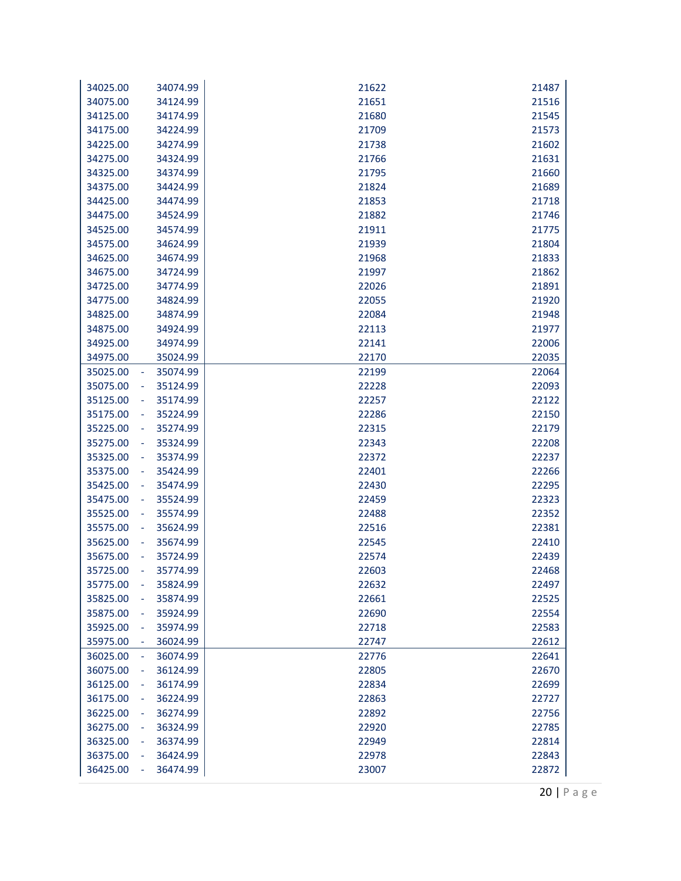| | | | |
|---|---|---|---|
| 34025.00 | 34074.99 | 21622 | 21487 |
| 34075.00 | 34124.99 | 21651 | 21516 |
| 34125.00 | 34174.99 | 21680 | 21545 |
| 34175.00 | 34224.99 | 21709 | 21573 |
| 34225.00 | 34274.99 | 21738 | 21602 |
| 34275.00 | 34324.99 | 21766 | 21631 |
| 34325.00 | 34374.99 | 21795 | 21660 |
| 34375.00 | 34424.99 | 21824 | 21689 |
| 34425.00 | 34474.99 | 21853 | 21718 |
| 34475.00 | 34524.99 | 21882 | 21746 |
| 34525.00 | 34574.99 | 21911 | 21775 |
| 34575.00 | 34624.99 | 21939 | 21804 |
| 34625.00 | 34674.99 | 21968 | 21833 |
| 34675.00 | 34724.99 | 21997 | 21862 |
| 34725.00 | 34774.99 | 22026 | 21891 |
| 34775.00 | 34824.99 | 22055 | 21920 |
| 34825.00 | 34874.99 | 22084 | 21948 |
| 34875.00 | 34924.99 | 22113 | 21977 |
| 34925.00 | 34974.99 | 22141 | 22006 |
| 34975.00 | 35024.99 | 22170 | 22035 |
| 35025.00 - | 35074.99 | 22199 | 22064 |
| 35075.00 - | 35124.99 | 22228 | 22093 |
| 35125.00 - | 35174.99 | 22257 | 22122 |
| 35175.00 - | 35224.99 | 22286 | 22150 |
| 35225.00 - | 35274.99 | 22315 | 22179 |
| 35275.00 - | 35324.99 | 22343 | 22208 |
| 35325.00 - | 35374.99 | 22372 | 22237 |
| 35375.00 - | 35424.99 | 22401 | 22266 |
| 35425.00 - | 35474.99 | 22430 | 22295 |
| 35475.00 - | 35524.99 | 22459 | 22323 |
| 35525.00 - | 35574.99 | 22488 | 22352 |
| 35575.00 - | 35624.99 | 22516 | 22381 |
| 35625.00 - | 35674.99 | 22545 | 22410 |
| 35675.00 - | 35724.99 | 22574 | 22439 |
| 35725.00 - | 35774.99 | 22603 | 22468 |
| 35775.00 - | 35824.99 | 22632 | 22497 |
| 35825.00 - | 35874.99 | 22661 | 22525 |
| 35875.00 - | 35924.99 | 22690 | 22554 |
| 35925.00 - | 35974.99 | 22718 | 22583 |
| 35975.00 - | 36024.99 | 22747 | 22612 |
| 36025.00 - | 36074.99 | 22776 | 22641 |
| 36075.00 - | 36124.99 | 22805 | 22670 |
| 36125.00 - | 36174.99 | 22834 | 22699 |
| 36175.00 - | 36224.99 | 22863 | 22727 |
| 36225.00 - | 36274.99 | 22892 | 22756 |
| 36275.00 - | 36324.99 | 22920 | 22785 |
| 36325.00 - | 36374.99 | 22949 | 22814 |
| 36375.00 - | 36424.99 | 22978 | 22843 |
| 36425.00 - | 36474.99 | 23007 | 22872 |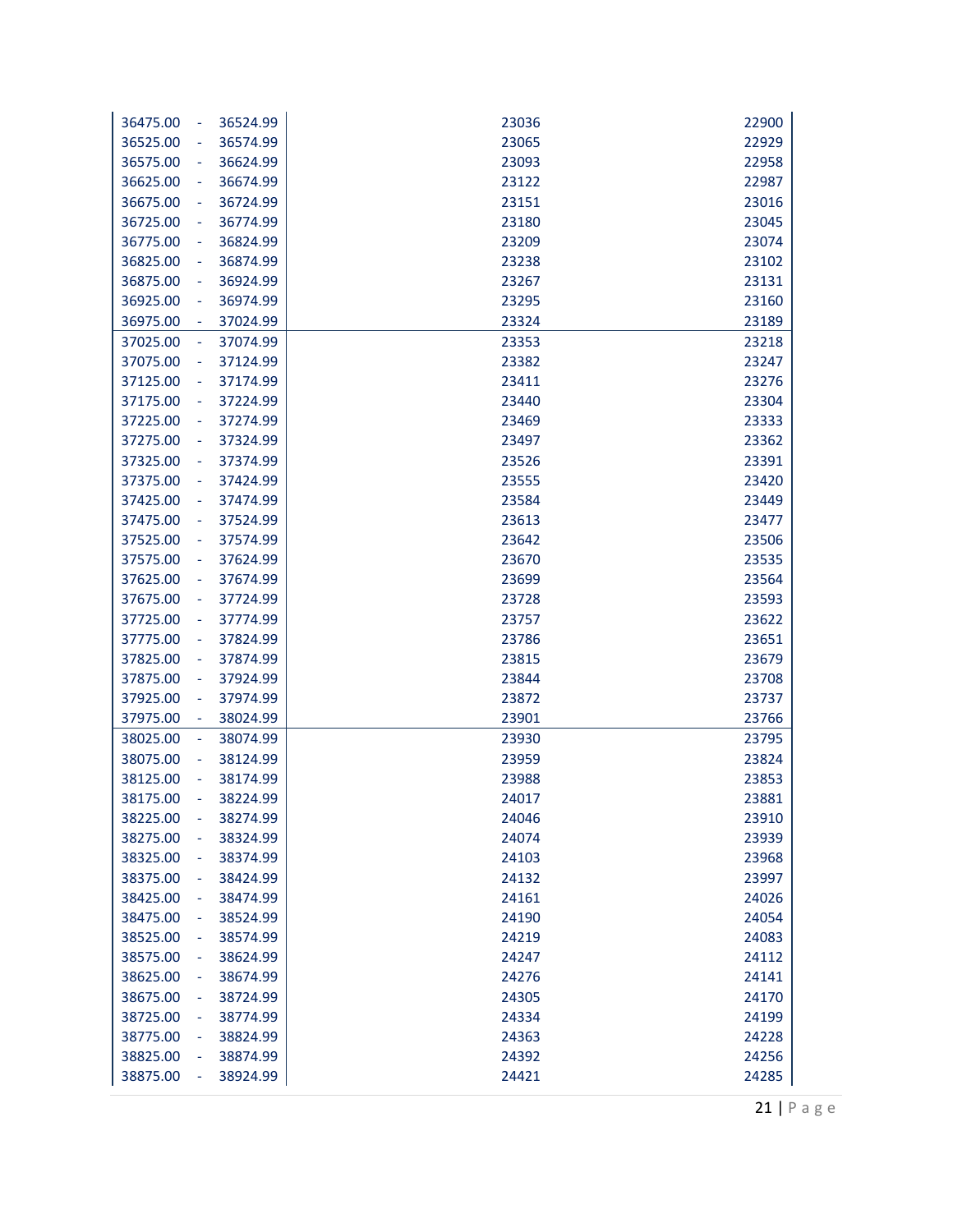| | | | |
|---|---|---|---|
| 36475.00 | - 36524.99 | 23036 | 22900 |
| 36525.00 | - 36574.99 | 23065 | 22929 |
| 36575.00 | - 36624.99 | 23093 | 22958 |
| 36625.00 | - 36674.99 | 23122 | 22987 |
| 36675.00 | - 36724.99 | 23151 | 23016 |
| 36725.00 | - 36774.99 | 23180 | 23045 |
| 36775.00 | - 36824.99 | 23209 | 23074 |
| 36825.00 | - 36874.99 | 23238 | 23102 |
| 36875.00 | - 36924.99 | 23267 | 23131 |
| 36925.00 | - 36974.99 | 23295 | 23160 |
| 36975.00 | - 37024.99 | 23324 | 23189 |
| 37025.00 | - 37074.99 | 23353 | 23218 |
| 37075.00 | - 37124.99 | 23382 | 23247 |
| 37125.00 | - 37174.99 | 23411 | 23276 |
| 37175.00 | - 37224.99 | 23440 | 23304 |
| 37225.00 | - 37274.99 | 23469 | 23333 |
| 37275.00 | - 37324.99 | 23497 | 23362 |
| 37325.00 | - 37374.99 | 23526 | 23391 |
| 37375.00 | - 37424.99 | 23555 | 23420 |
| 37425.00 | - 37474.99 | 23584 | 23449 |
| 37475.00 | - 37524.99 | 23613 | 23477 |
| 37525.00 | - 37574.99 | 23642 | 23506 |
| 37575.00 | - 37624.99 | 23670 | 23535 |
| 37625.00 | - 37674.99 | 23699 | 23564 |
| 37675.00 | - 37724.99 | 23728 | 23593 |
| 37725.00 | - 37774.99 | 23757 | 23622 |
| 37775.00 | - 37824.99 | 23786 | 23651 |
| 37825.00 | - 37874.99 | 23815 | 23679 |
| 37875.00 | - 37924.99 | 23844 | 23708 |
| 37925.00 | - 37974.99 | 23872 | 23737 |
| 37975.00 | - 38024.99 | 23901 | 23766 |
| 38025.00 | - 38074.99 | 23930 | 23795 |
| 38075.00 | - 38124.99 | 23959 | 23824 |
| 38125.00 | - 38174.99 | 23988 | 23853 |
| 38175.00 | - 38224.99 | 24017 | 23881 |
| 38225.00 | - 38274.99 | 24046 | 23910 |
| 38275.00 | - 38324.99 | 24074 | 23939 |
| 38325.00 | - 38374.99 | 24103 | 23968 |
| 38375.00 | - 38424.99 | 24132 | 23997 |
| 38425.00 | - 38474.99 | 24161 | 24026 |
| 38475.00 | - 38524.99 | 24190 | 24054 |
| 38525.00 | - 38574.99 | 24219 | 24083 |
| 38575.00 | - 38624.99 | 24247 | 24112 |
| 38625.00 | - 38674.99 | 24276 | 24141 |
| 38675.00 | - 38724.99 | 24305 | 24170 |
| 38725.00 | - 38774.99 | 24334 | 24199 |
| 38775.00 | - 38824.99 | 24363 | 24228 |
| 38825.00 | - 38874.99 | 24392 | 24256 |
| 38875.00 | - 38924.99 | 24421 | 24285 |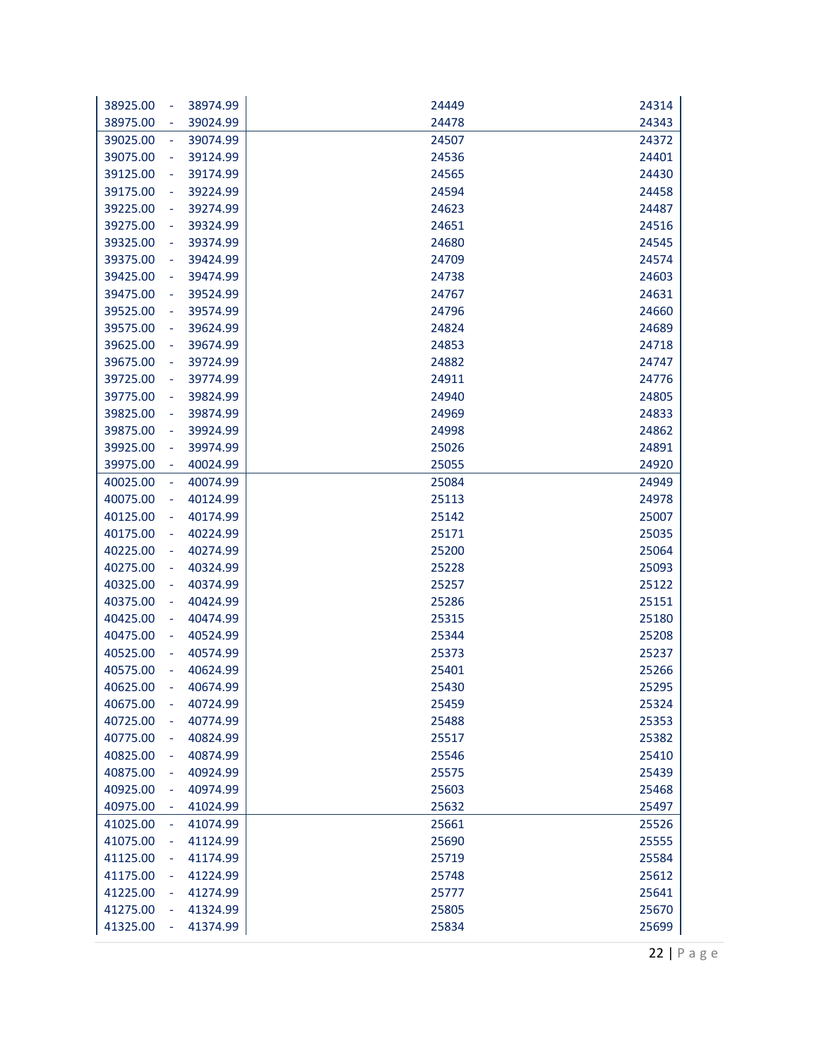| | | | | |
|---|---|---|---|---|
| 38925.00 | - | 38974.99 | 24449 | 24314 |
| 38975.00 | - | 39024.99 | 24478 | 24343 |
| 39025.00 | - | 39074.99 | 24507 | 24372 |
| 39075.00 | - | 39124.99 | 24536 | 24401 |
| 39125.00 | - | 39174.99 | 24565 | 24430 |
| 39175.00 | - | 39224.99 | 24594 | 24458 |
| 39225.00 | - | 39274.99 | 24623 | 24487 |
| 39275.00 | - | 39324.99 | 24651 | 24516 |
| 39325.00 | - | 39374.99 | 24680 | 24545 |
| 39375.00 | - | 39424.99 | 24709 | 24574 |
| 39425.00 | - | 39474.99 | 24738 | 24603 |
| 39475.00 | - | 39524.99 | 24767 | 24631 |
| 39525.00 | - | 39574.99 | 24796 | 24660 |
| 39575.00 | - | 39624.99 | 24824 | 24689 |
| 39625.00 | - | 39674.99 | 24853 | 24718 |
| 39675.00 | - | 39724.99 | 24882 | 24747 |
| 39725.00 | - | 39774.99 | 24911 | 24776 |
| 39775.00 | - | 39824.99 | 24940 | 24805 |
| 39825.00 | - | 39874.99 | 24969 | 24833 |
| 39875.00 | - | 39924.99 | 24998 | 24862 |
| 39925.00 | - | 39974.99 | 25026 | 24891 |
| 39975.00 | - | 40024.99 | 25055 | 24920 |
| 40025.00 | - | 40074.99 | 25084 | 24949 |
| 40075.00 | - | 40124.99 | 25113 | 24978 |
| 40125.00 | - | 40174.99 | 25142 | 25007 |
| 40175.00 | - | 40224.99 | 25171 | 25035 |
| 40225.00 | - | 40274.99 | 25200 | 25064 |
| 40275.00 | - | 40324.99 | 25228 | 25093 |
| 40325.00 | - | 40374.99 | 25257 | 25122 |
| 40375.00 | - | 40424.99 | 25286 | 25151 |
| 40425.00 | - | 40474.99 | 25315 | 25180 |
| 40475.00 | - | 40524.99 | 25344 | 25208 |
| 40525.00 | - | 40574.99 | 25373 | 25237 |
| 40575.00 | - | 40624.99 | 25401 | 25266 |
| 40625.00 | - | 40674.99 | 25430 | 25295 |
| 40675.00 | - | 40724.99 | 25459 | 25324 |
| 40725.00 | - | 40774.99 | 25488 | 25353 |
| 40775.00 | - | 40824.99 | 25517 | 25382 |
| 40825.00 | - | 40874.99 | 25546 | 25410 |
| 40875.00 | - | 40924.99 | 25575 | 25439 |
| 40925.00 | - | 40974.99 | 25603 | 25468 |
| 40975.00 | - | 41024.99 | 25632 | 25497 |
| 41025.00 | - | 41074.99 | 25661 | 25526 |
| 41075.00 | - | 41124.99 | 25690 | 25555 |
| 41125.00 | - | 41174.99 | 25719 | 25584 |
| 41175.00 | - | 41224.99 | 25748 | 25612 |
| 41225.00 | - | 41274.99 | 25777 | 25641 |
| 41275.00 | - | 41324.99 | 25805 | 25670 |
| 41325.00 | - | 41374.99 | 25834 | 25699 |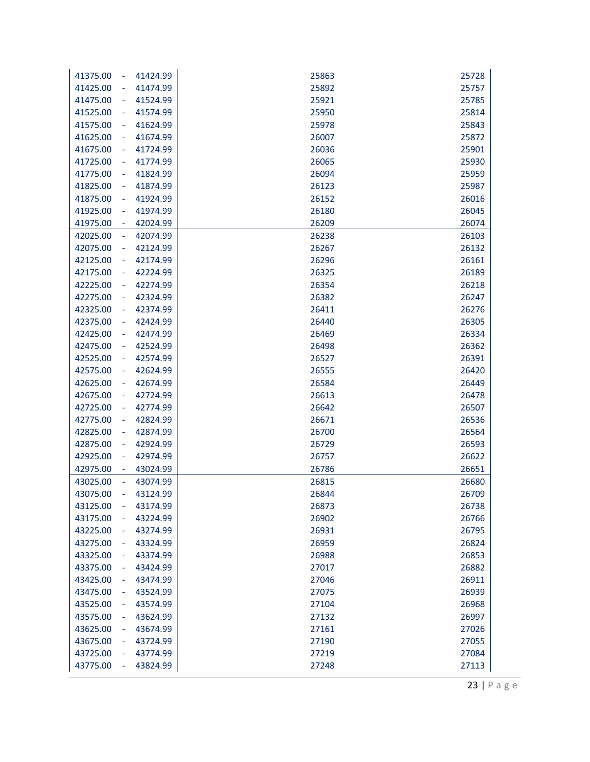| | | |
|---|---|---|
| 41375.00 - 41424.99 | 25863 | 25728 |
| 41425.00 - 41474.99 | 25892 | 25757 |
| 41475.00 - 41524.99 | 25921 | 25785 |
| 41525.00 - 41574.99 | 25950 | 25814 |
| 41575.00 - 41624.99 | 25978 | 25843 |
| 41625.00 - 41674.99 | 26007 | 25872 |
| 41675.00 - 41724.99 | 26036 | 25901 |
| 41725.00 - 41774.99 | 26065 | 25930 |
| 41775.00 - 41824.99 | 26094 | 25959 |
| 41825.00 - 41874.99 | 26123 | 25987 |
| 41875.00 - 41924.99 | 26152 | 26016 |
| 41925.00 - 41974.99 | 26180 | 26045 |
| 41975.00 - 42024.99 | 26209 | 26074 |
| 42025.00 - 42074.99 | 26238 | 26103 |
| 42075.00 - 42124.99 | 26267 | 26132 |
| 42125.00 - 42174.99 | 26296 | 26161 |
| 42175.00 - 42224.99 | 26325 | 26189 |
| 42225.00 - 42274.99 | 26354 | 26218 |
| 42275.00 - 42324.99 | 26382 | 26247 |
| 42325.00 - 42374.99 | 26411 | 26276 |
| 42375.00 - 42424.99 | 26440 | 26305 |
| 42425.00 - 42474.99 | 26469 | 26334 |
| 42475.00 - 42524.99 | 26498 | 26362 |
| 42525.00 - 42574.99 | 26527 | 26391 |
| 42575.00 - 42624.99 | 26555 | 26420 |
| 42625.00 - 42674.99 | 26584 | 26449 |
| 42675.00 - 42724.99 | 26613 | 26478 |
| 42725.00 - 42774.99 | 26642 | 26507 |
| 42775.00 - 42824.99 | 26671 | 26536 |
| 42825.00 - 42874.99 | 26700 | 26564 |
| 42875.00 - 42924.99 | 26729 | 26593 |
| 42925.00 - 42974.99 | 26757 | 26622 |
| 42975.00 - 43024.99 | 26786 | 26651 |
| 43025.00 - 43074.99 | 26815 | 26680 |
| 43075.00 - 43124.99 | 26844 | 26709 |
| 43125.00 - 43174.99 | 26873 | 26738 |
| 43175.00 - 43224.99 | 26902 | 26766 |
| 43225.00 - 43274.99 | 26931 | 26795 |
| 43275.00 - 43324.99 | 26959 | 26824 |
| 43325.00 - 43374.99 | 26988 | 26853 |
| 43375.00 - 43424.99 | 27017 | 26882 |
| 43425.00 - 43474.99 | 27046 | 26911 |
| 43475.00 - 43524.99 | 27075 | 26939 |
| 43525.00 - 43574.99 | 27104 | 26968 |
| 43575.00 - 43624.99 | 27132 | 26997 |
| 43625.00 - 43674.99 | 27161 | 27026 |
| 43675.00 - 43724.99 | 27190 | 27055 |
| 43725.00 - 43774.99 | 27219 | 27084 |
| 43775.00 - 43824.99 | 27248 | 27113 |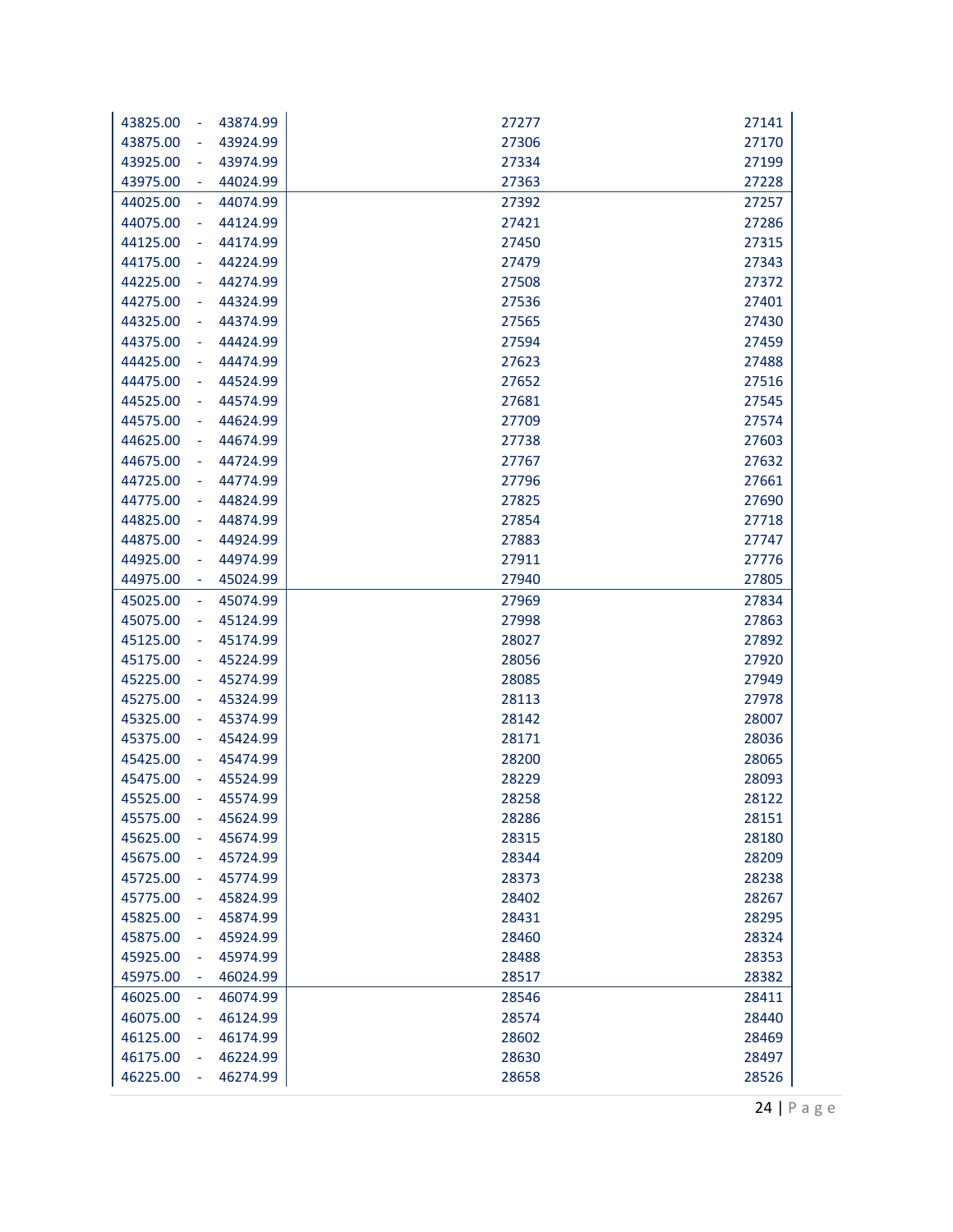| | | |
|---|---|---|
| 43825.00 - 43874.99 | 27277 | 27141 |
| 43875.00 - 43924.99 | 27306 | 27170 |
| 43925.00 - 43974.99 | 27334 | 27199 |
| 43975.00 - 44024.99 | 27363 | 27228 |
| 44025.00 - 44074.99 | 27392 | 27257 |
| 44075.00 - 44124.99 | 27421 | 27286 |
| 44125.00 - 44174.99 | 27450 | 27315 |
| 44175.00 - 44224.99 | 27479 | 27343 |
| 44225.00 - 44274.99 | 27508 | 27372 |
| 44275.00 - 44324.99 | 27536 | 27401 |
| 44325.00 - 44374.99 | 27565 | 27430 |
| 44375.00 - 44424.99 | 27594 | 27459 |
| 44425.00 - 44474.99 | 27623 | 27488 |
| 44475.00 - 44524.99 | 27652 | 27516 |
| 44525.00 - 44574.99 | 27681 | 27545 |
| 44575.00 - 44624.99 | 27709 | 27574 |
| 44625.00 - 44674.99 | 27738 | 27603 |
| 44675.00 - 44724.99 | 27767 | 27632 |
| 44725.00 - 44774.99 | 27796 | 27661 |
| 44775.00 - 44824.99 | 27825 | 27690 |
| 44825.00 - 44874.99 | 27854 | 27718 |
| 44875.00 - 44924.99 | 27883 | 27747 |
| 44925.00 - 44974.99 | 27911 | 27776 |
| 44975.00 - 45024.99 | 27940 | 27805 |
| 45025.00 - 45074.99 | 27969 | 27834 |
| 45075.00 - 45124.99 | 27998 | 27863 |
| 45125.00 - 45174.99 | 28027 | 27892 |
| 45175.00 - 45224.99 | 28056 | 27920 |
| 45225.00 - 45274.99 | 28085 | 27949 |
| 45275.00 - 45324.99 | 28113 | 27978 |
| 45325.00 - 45374.99 | 28142 | 28007 |
| 45375.00 - 45424.99 | 28171 | 28036 |
| 45425.00 - 45474.99 | 28200 | 28065 |
| 45475.00 - 45524.99 | 28229 | 28093 |
| 45525.00 - 45574.99 | 28258 | 28122 |
| 45575.00 - 45624.99 | 28286 | 28151 |
| 45625.00 - 45674.99 | 28315 | 28180 |
| 45675.00 - 45724.99 | 28344 | 28209 |
| 45725.00 - 45774.99 | 28373 | 28238 |
| 45775.00 - 45824.99 | 28402 | 28267 |
| 45825.00 - 45874.99 | 28431 | 28295 |
| 45875.00 - 45924.99 | 28460 | 28324 |
| 45925.00 - 45974.99 | 28488 | 28353 |
| 45975.00 - 46024.99 | 28517 | 28382 |
| 46025.00 - 46074.99 | 28546 | 28411 |
| 46075.00 - 46124.99 | 28574 | 28440 |
| 46125.00 - 46174.99 | 28602 | 28469 |
| 46175.00 - 46224.99 | 28630 | 28497 |
| 46225.00 - 46274.99 | 28658 | 28526 |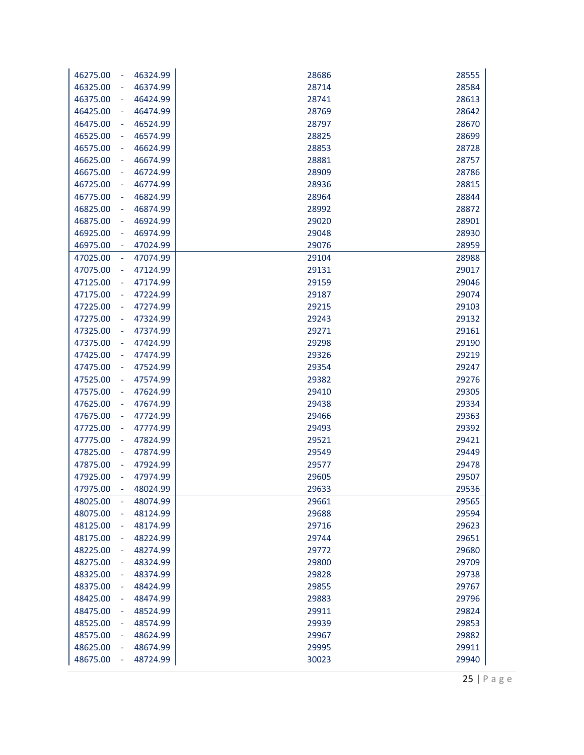| | | | |
|---|---|---|---|
| 46275.00 | 46324.99 | 28686 | 28555 |
| 46325.00 | 46374.99 | 28714 | 28584 |
| 46375.00 | 46424.99 | 28741 | 28613 |
| 46425.00 | 46474.99 | 28769 | 28642 |
| 46475.00 | 46524.99 | 28797 | 28670 |
| 46525.00 | 46574.99 | 28825 | 28699 |
| 46575.00 | 46624.99 | 28853 | 28728 |
| 46625.00 | 46674.99 | 28881 | 28757 |
| 46675.00 | 46724.99 | 28909 | 28786 |
| 46725.00 | 46774.99 | 28936 | 28815 |
| 46775.00 | 46824.99 | 28964 | 28844 |
| 46825.00 | 46874.99 | 28992 | 28872 |
| 46875.00 | 46924.99 | 29020 | 28901 |
| 46925.00 | 46974.99 | 29048 | 28930 |
| 46975.00 | 47024.99 | 29076 | 28959 |
| 47025.00 | 47074.99 | 29104 | 28988 |
| 47075.00 | 47124.99 | 29131 | 29017 |
| 47125.00 | 47174.99 | 29159 | 29046 |
| 47175.00 | 47224.99 | 29187 | 29074 |
| 47225.00 | 47274.99 | 29215 | 29103 |
| 47275.00 | 47324.99 | 29243 | 29132 |
| 47325.00 | 47374.99 | 29271 | 29161 |
| 47375.00 | 47424.99 | 29298 | 29190 |
| 47425.00 | 47474.99 | 29326 | 29219 |
| 47475.00 | 47524.99 | 29354 | 29247 |
| 47525.00 | 47574.99 | 29382 | 29276 |
| 47575.00 | 47624.99 | 29410 | 29305 |
| 47625.00 | 47674.99 | 29438 | 29334 |
| 47675.00 | 47724.99 | 29466 | 29363 |
| 47725.00 | 47774.99 | 29493 | 29392 |
| 47775.00 | 47824.99 | 29521 | 29421 |
| 47825.00 | 47874.99 | 29549 | 29449 |
| 47875.00 | 47924.99 | 29577 | 29478 |
| 47925.00 | 47974.99 | 29605 | 29507 |
| 47975.00 | 48024.99 | 29633 | 29536 |
| 48025.00 | 48074.99 | 29661 | 29565 |
| 48075.00 | 48124.99 | 29688 | 29594 |
| 48125.00 | 48174.99 | 29716 | 29623 |
| 48175.00 | 48224.99 | 29744 | 29651 |
| 48225.00 | 48274.99 | 29772 | 29680 |
| 48275.00 | 48324.99 | 29800 | 29709 |
| 48325.00 | 48374.99 | 29828 | 29738 |
| 48375.00 | 48424.99 | 29855 | 29767 |
| 48425.00 | 48474.99 | 29883 | 29796 |
| 48475.00 | 48524.99 | 29911 | 29824 |
| 48525.00 | 48574.99 | 29939 | 29853 |
| 48575.00 | 48624.99 | 29967 | 29882 |
| 48625.00 | 48674.99 | 29995 | 29911 |
| 48675.00 | 48724.99 | 30023 | 29940 |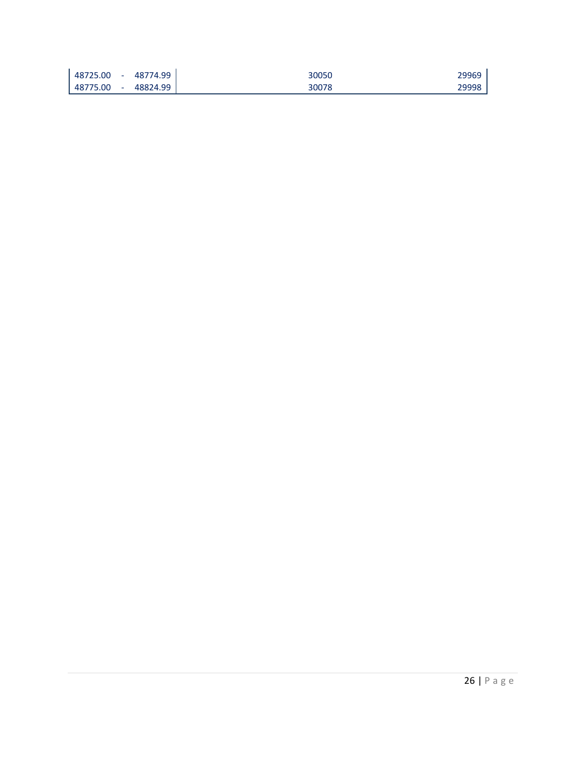| | | | | |
|---|---|---|---|---|
| 48725.00 | - | 48774.99 | 30050 | 29969 |
| 48775.00 | - | 48824.99 | 30078 | 29998 |